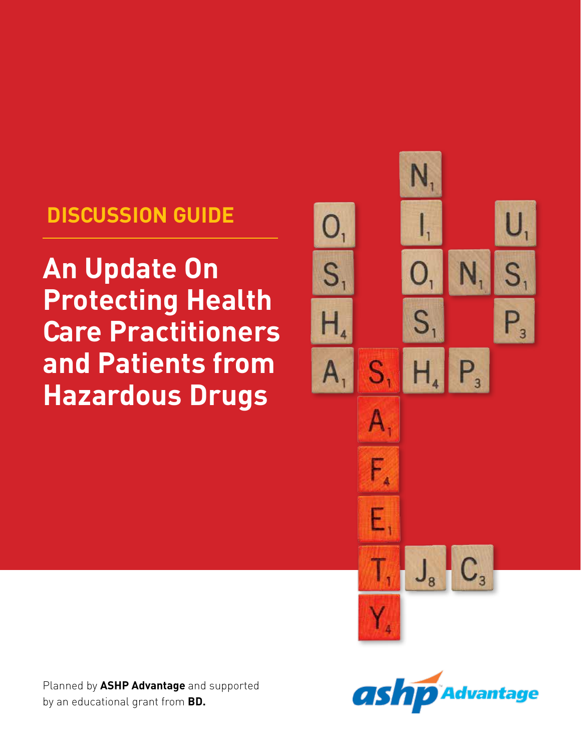**DISCUSSION GUIDE**

# An Update On Protecting Health Care Practitioners and Patients from Hazardous Drugs

Planned by **ASHP Advantage** and supported by an educational grant from **BD.**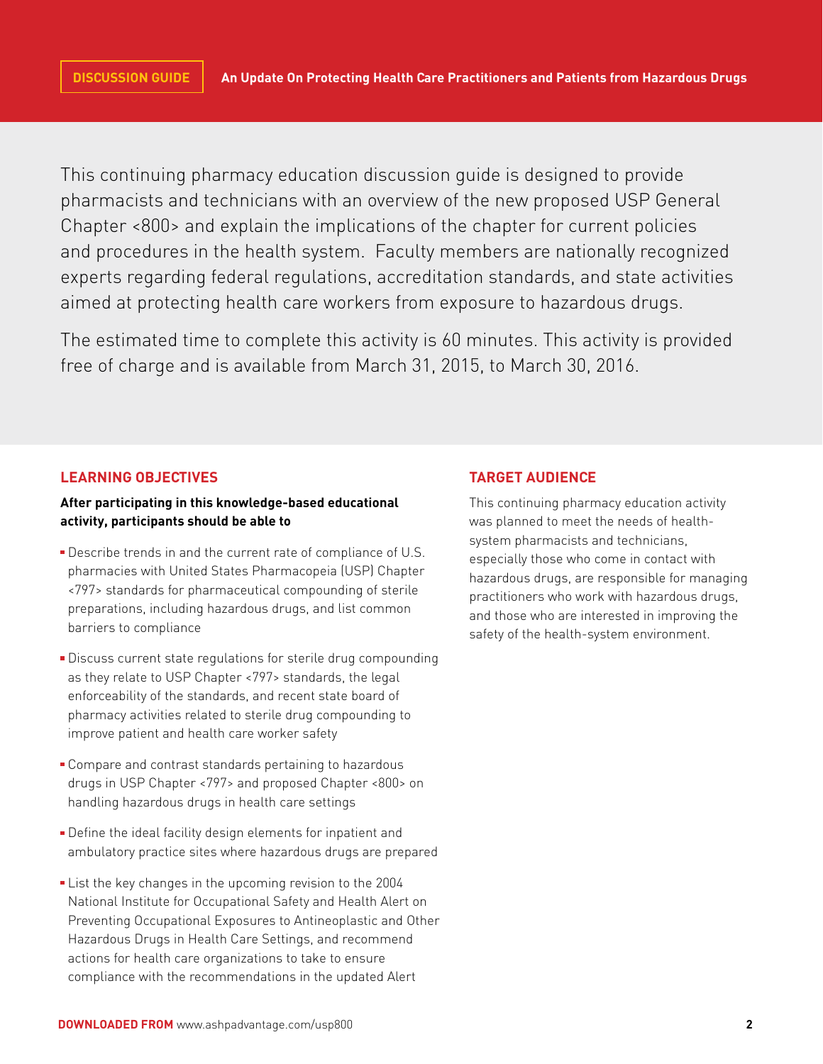This continuing pharmacy education discussion guide is designed to provide pharmacists and technicians with an overview of the new proposed USP General Chapter <800> and explain the implications of the chapter for current policies and procedures in the health system. Faculty members are nationally recognized experts regarding federal regulations, accreditation standards, and state activities aimed at protecting health care workers from exposure to hazardous drugs.

The estimated time to complete this activity is 60 minutes. This activity is provided free of charge and is available from March 31, 2015, to March 30, 2016.

## LEARNING OBJECTIVES

**After participating in this knowledge-based educational activity, participants should be able to**

- Describe trends in and the current rate of compliance of U.S. pharmacies with United States Pharmacopeia (USP) Chapter <797> standards for pharmaceutical compounding of sterile preparations, including hazardous drugs, and list common barriers to compliance
- Discuss current state regulations for sterile drug compounding as they relate to USP Chapter <797> standards, the legal enforceability of the standards, and recent state board of pharmacy activities related to sterile drug compounding to improve patient and health care worker safety
- Compare and contrast standards pertaining to hazardous drugs in USP Chapter <797> and proposed Chapter <800> on handling hazardous drugs in health care settings
- Define the ideal facility design elements for inpatient and ambulatory practice sites where hazardous drugs are prepared
- List the key changes in the upcoming revision to the 2004 National Institute for Occupational Safety and Health Alert on Preventing Occupational Exposures to Antineoplastic and Other Hazardous Drugs in Health Care Settings, and recommend actions for health care organizations to take to ensure compliance with the recommendations in the updated Alert

## TARGET AUDIENCE

This continuing pharmacy education activity was planned to meet the needs of health-system pharmacists and technicians, especially those who come in contact with hazardous drugs, are responsible for managing practitioners who work with hazardous drugs, and those who are interested in improving the safety of the health-system environment.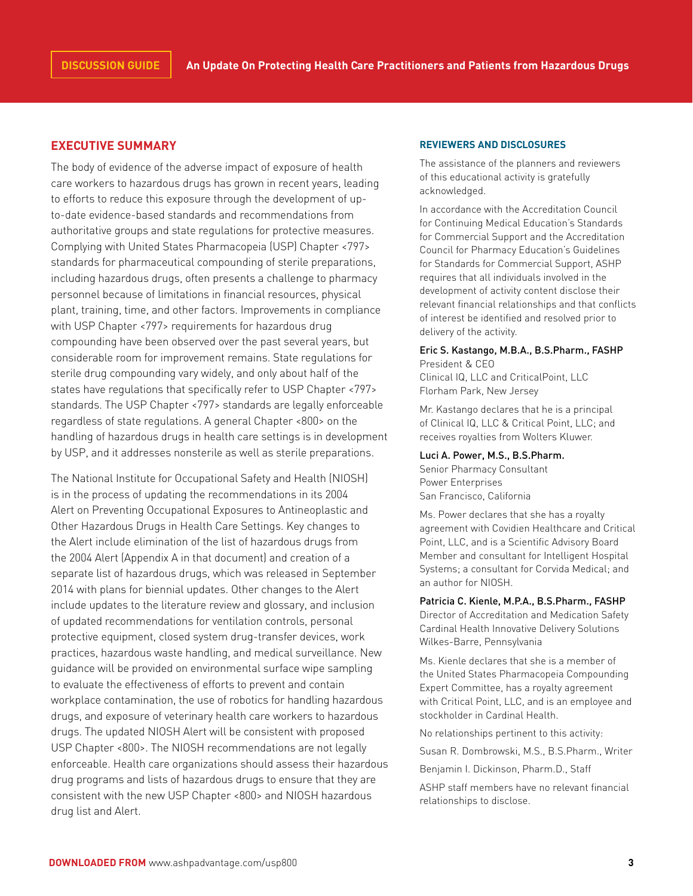## EXECUTIVE SUMMARY

The body of evidence of the adverse impact of exposure of health care workers to hazardous drugs has grown in recent years, leading to efforts to reduce this exposure through the development of up-to-date evidence-based standards and recommendations from authoritative groups and state regulations for protective measures. Complying with United States Pharmacopeia (USP) Chapter <797> standards for pharmaceutical compounding of sterile preparations, including hazardous drugs, often presents a challenge to pharmacy personnel because of limitations in financial resources, physical plant, training, time, and other factors. Improvements in compliance with USP Chapter <797> requirements for hazardous drug compounding have been observed over the past several years, but considerable room for improvement remains. State regulations for sterile drug compounding vary widely, and only about half of the states have regulations that specifically refer to USP Chapter <797> standards. The USP Chapter <797> standards are legally enforceable regardless of state regulations. A general Chapter <800> on the handling of hazardous drugs in health care settings is in development by USP, and it addresses nonsterile as well as sterile preparations.

The National Institute for Occupational Safety and Health (NIOSH) is in the process of updating the recommendations in its 2004 Alert on Preventing Occupational Exposures to Antineoplastic and Other Hazardous Drugs in Health Care Settings. Key changes to the Alert include elimination of the list of hazardous drugs from the 2004 Alert (Appendix A in that document) and creation of a separate list of hazardous drugs, which was released in September 2014 with plans for biennial updates. Other changes to the Alert include updates to the literature review and glossary, and inclusion of updated recommendations for ventilation controls, personal protective equipment, closed system drug-transfer devices, work practices, hazardous waste handling, and medical surveillance. New guidance will be provided on environmental surface wipe sampling to evaluate the effectiveness of efforts to prevent and contain workplace contamination, the use of robotics for handling hazardous drugs, and exposure of veterinary health care workers to hazardous drugs. The updated NIOSH Alert will be consistent with proposed USP Chapter <800>. The NIOSH recommendations are not legally enforceable. Health care organizations should assess their hazardous drug programs and lists of hazardous drugs to ensure that they are consistent with the new USP Chapter <800> and NIOSH hazardous drug list and Alert.

### REVIEWERS AND DISCLOSURES

The assistance of the planners and reviewers of this educational activity is gratefully acknowledged.

In accordance with the Accreditation Council for Continuing Medical Education's Standards for Commercial Support and the Accreditation Council for Pharmacy Education's Guidelines for Standards for Commercial Support, ASHP requires that all individuals involved in the development of activity content disclose their relevant financial relationships and that conflicts of interest be identified and resolved prior to delivery of the activity.

**Eric S. Kastango, M.B.A., B.S.Pharm., FASHP**
President & CEO
Clinical IQ, LLC and CriticalPoint, LLC
Florham Park, New Jersey

Mr. Kastango declares that he is a principal of Clinical IQ, LLC & Critical Point, LLC; and receives royalties from Wolters Kluwer.

**Luci A. Power, M.S., B.S.Pharm.**
Senior Pharmacy Consultant
Power Enterprises
San Francisco, California

Ms. Power declares that she has a royalty agreement with Covidien Healthcare and Critical Point, LLC, and is a Scientific Advisory Board Member and consultant for Intelligent Hospital Systems; a consultant for Corvida Medical; and an author for NIOSH.

**Patricia C. Kienle, M.P.A., B.S.Pharm., FASHP**
Director of Accreditation and Medication Safety
Cardinal Health Innovative Delivery Solutions
Wilkes-Barre, Pennsylvania

Ms. Kienle declares that she is a member of the United States Pharmacopeia Compounding Expert Committee, has a royalty agreement with Critical Point, LLC, and is an employee and stockholder in Cardinal Health.

No relationships pertinent to this activity:

Susan R. Dombrowski, M.S., B.S.Pharm., Writer

Benjamin I. Dickinson, Pharm.D., Staff

ASHP staff members have no relevant financial relationships to disclose.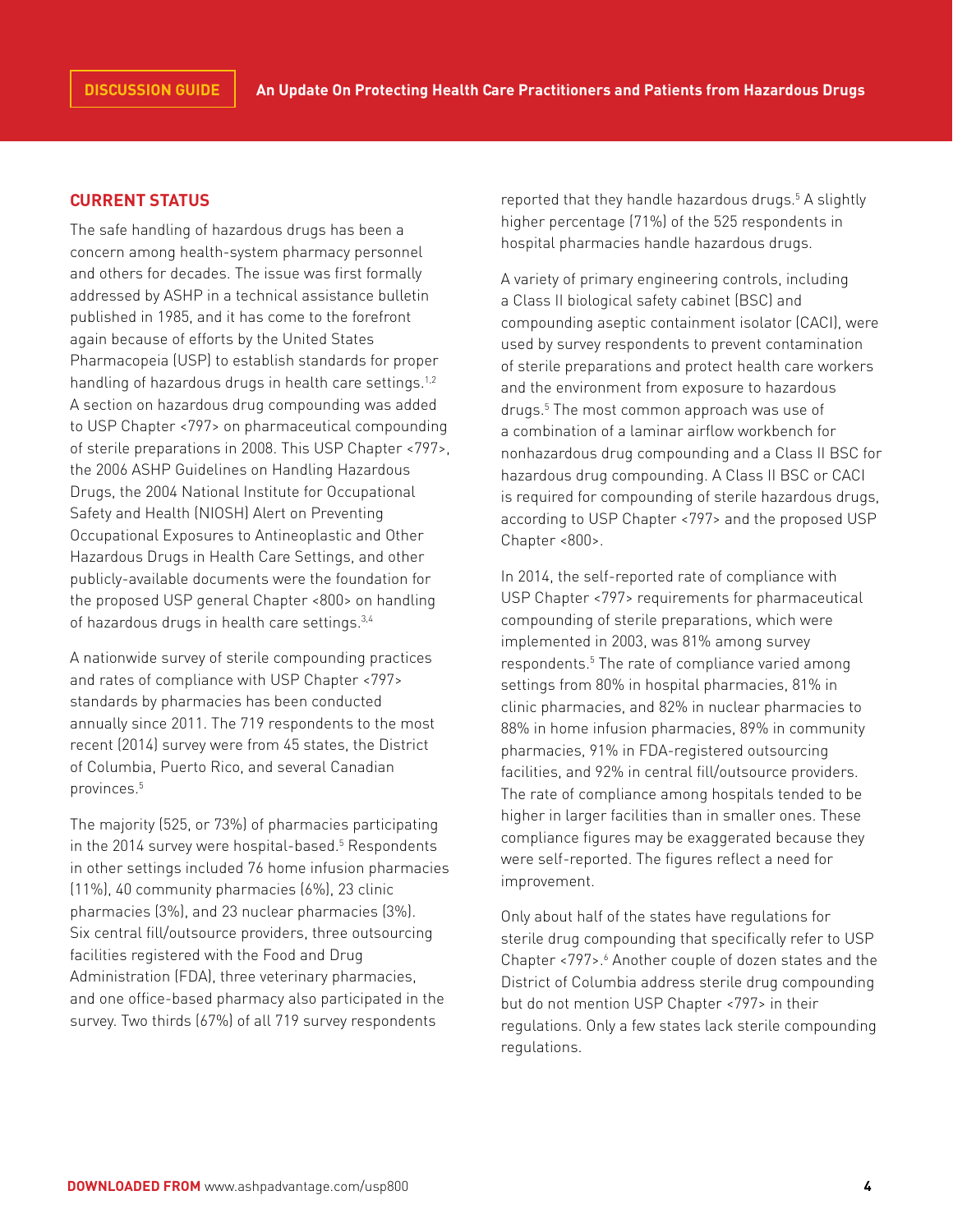## CURRENT STATUS

The safe handling of hazardous drugs has been a concern among health-system pharmacy personnel and others for decades. The issue was first formally addressed by ASHP in a technical assistance bulletin published in 1985, and it has come to the forefront again because of efforts by the United States Pharmacopeia (USP) to establish standards for proper handling of hazardous drugs in health care settings.[1,2] A section on hazardous drug compounding was added to USP Chapter <797> on pharmaceutical compounding of sterile preparations in 2008. This USP Chapter <797>, the 2006 ASHP Guidelines on Handling Hazardous Drugs, the 2004 National Institute for Occupational Safety and Health (NIOSH) Alert on Preventing Occupational Exposures to Antineoplastic and Other Hazardous Drugs in Health Care Settings, and other publicly-available documents were the foundation for the proposed USP general Chapter <800> on handling of hazardous drugs in health care settings.[3,4]

A nationwide survey of sterile compounding practices and rates of compliance with USP Chapter <797> standards by pharmacies has been conducted annually since 2011. The 719 respondents to the most recent (2014) survey were from 45 states, the District of Columbia, Puerto Rico, and several Canadian provinces.[5]

The majority (525, or 73%) of pharmacies participating in the 2014 survey were hospital-based.[5] Respondents in other settings included 76 home infusion pharmacies (11%), 40 community pharmacies (6%), 23 clinic pharmacies (3%), and 23 nuclear pharmacies (3%). Six central fill/outsource providers, three outsourcing facilities registered with the Food and Drug Administration (FDA), three veterinary pharmacies, and one office-based pharmacy also participated in the survey. Two thirds (67%) of all 719 survey respondents reported that they handle hazardous drugs.[5] A slightly higher percentage (71%) of the 525 respondents in hospital pharmacies handle hazardous drugs.

A variety of primary engineering controls, including a Class II biological safety cabinet (BSC) and compounding aseptic containment isolator (CACI), were used by survey respondents to prevent contamination of sterile preparations and protect health care workers and the environment from exposure to hazardous drugs.[5] The most common approach was use of a combination of a laminar airflow workbench for nonhazardous drug compounding and a Class II BSC for hazardous drug compounding. A Class II BSC or CACI is required for compounding of sterile hazardous drugs, according to USP Chapter <797> and the proposed USP Chapter <800>.

In 2014, the self-reported rate of compliance with USP Chapter <797> requirements for pharmaceutical compounding of sterile preparations, which were implemented in 2003, was 81% among survey respondents.[5] The rate of compliance varied among settings from 80% in hospital pharmacies, 81% in clinic pharmacies, and 82% in nuclear pharmacies to 88% in home infusion pharmacies, 89% in community pharmacies, 91% in FDA-registered outsourcing facilities, and 92% in central fill/outsource providers. The rate of compliance among hospitals tended to be higher in larger facilities than in smaller ones. These compliance figures may be exaggerated because they were self-reported. The figures reflect a need for improvement.

Only about half of the states have regulations for sterile drug compounding that specifically refer to USP Chapter <797>.[6] Another couple of dozen states and the District of Columbia address sterile drug compounding but do not mention USP Chapter <797> in their regulations. Only a few states lack sterile compounding regulations.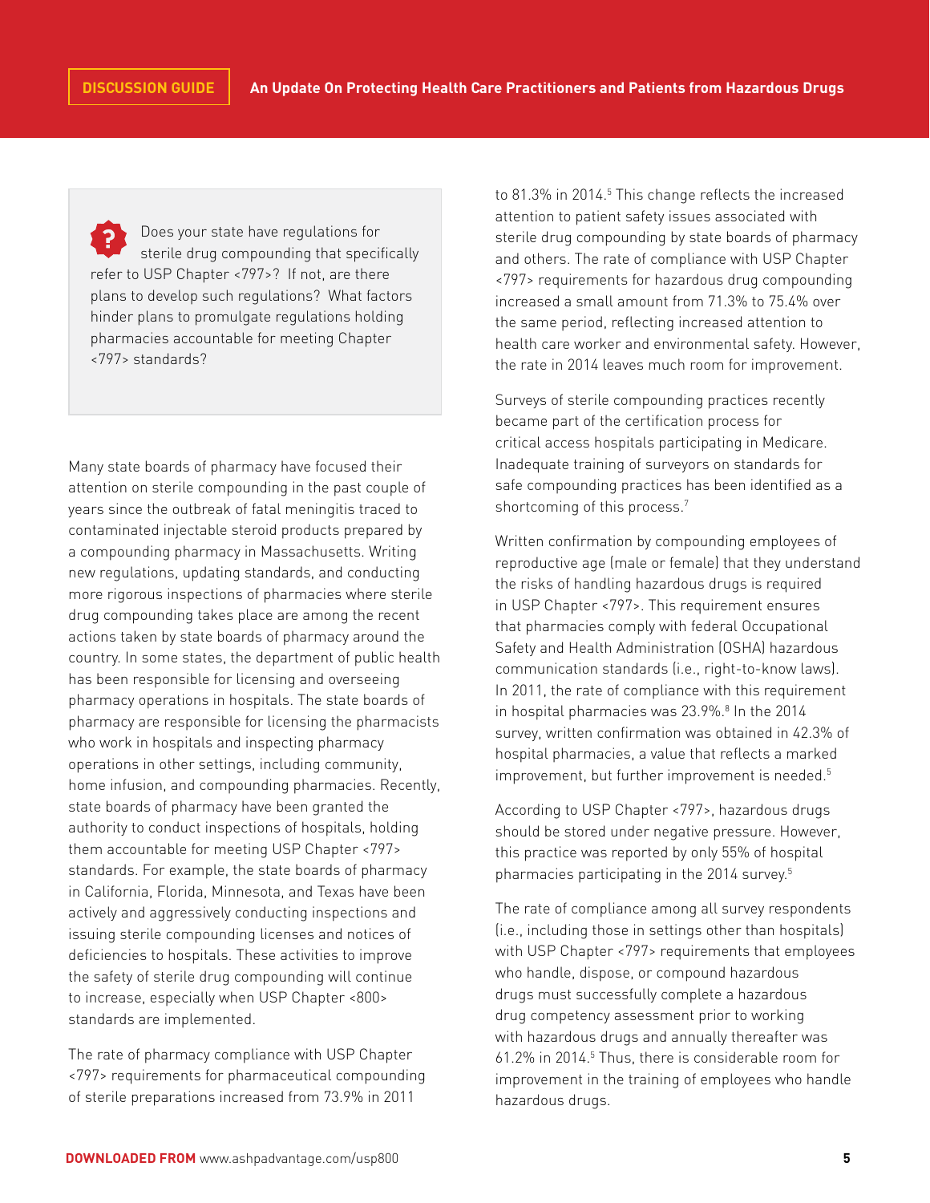> Does your state have regulations for sterile drug compounding that specifically refer to USP Chapter <797>? If not, are there plans to develop such regulations? What factors hinder plans to promulgate regulations holding pharmacies accountable for meeting Chapter <797> standards?

Many state boards of pharmacy have focused their attention on sterile compounding in the past couple of years since the outbreak of fatal meningitis traced to contaminated injectable steroid products prepared by a compounding pharmacy in Massachusetts. Writing new regulations, updating standards, and conducting more rigorous inspections of pharmacies where sterile drug compounding takes place are among the recent actions taken by state boards of pharmacy around the country. In some states, the department of public health has been responsible for licensing and overseeing pharmacy operations in hospitals. The state boards of pharmacy are responsible for licensing the pharmacists who work in hospitals and inspecting pharmacy operations in other settings, including community, home infusion, and compounding pharmacies. Recently, state boards of pharmacy have been granted the authority to conduct inspections of hospitals, holding them accountable for meeting USP Chapter <797> standards. For example, the state boards of pharmacy in California, Florida, Minnesota, and Texas have been actively and aggressively conducting inspections and issuing sterile compounding licenses and notices of deficiencies to hospitals. These activities to improve the safety of sterile drug compounding will continue to increase, especially when USP Chapter <800> standards are implemented.

The rate of pharmacy compliance with USP Chapter <797> requirements for pharmaceutical compounding of sterile preparations increased from 73.9% in 2011 to 81.3% in 2014.[5] This change reflects the increased attention to patient safety issues associated with sterile drug compounding by state boards of pharmacy and others. The rate of compliance with USP Chapter <797> requirements for hazardous drug compounding increased a small amount from 71.3% to 75.4% over the same period, reflecting increased attention to health care worker and environmental safety. However, the rate in 2014 leaves much room for improvement.

Surveys of sterile compounding practices recently became part of the certification process for critical access hospitals participating in Medicare. Inadequate training of surveyors on standards for safe compounding practices has been identified as a shortcoming of this process.[7]

Written confirmation by compounding employees of reproductive age (male or female) that they understand the risks of handling hazardous drugs is required in USP Chapter <797>. This requirement ensures that pharmacies comply with federal Occupational Safety and Health Administration (OSHA) hazardous communication standards (i.e., right-to-know laws). In 2011, the rate of compliance with this requirement in hospital pharmacies was 23.9%.[8] In the 2014 survey, written confirmation was obtained in 42.3% of hospital pharmacies, a value that reflects a marked improvement, but further improvement is needed.[5]

According to USP Chapter <797>, hazardous drugs should be stored under negative pressure. However, this practice was reported by only 55% of hospital pharmacies participating in the 2014 survey.[5]

The rate of compliance among all survey respondents (i.e., including those in settings other than hospitals) with USP Chapter <797> requirements that employees who handle, dispose, or compound hazardous drugs must successfully complete a hazardous drug competency assessment prior to working with hazardous drugs and annually thereafter was 61.2% in 2014.[5] Thus, there is considerable room for improvement in the training of employees who handle hazardous drugs.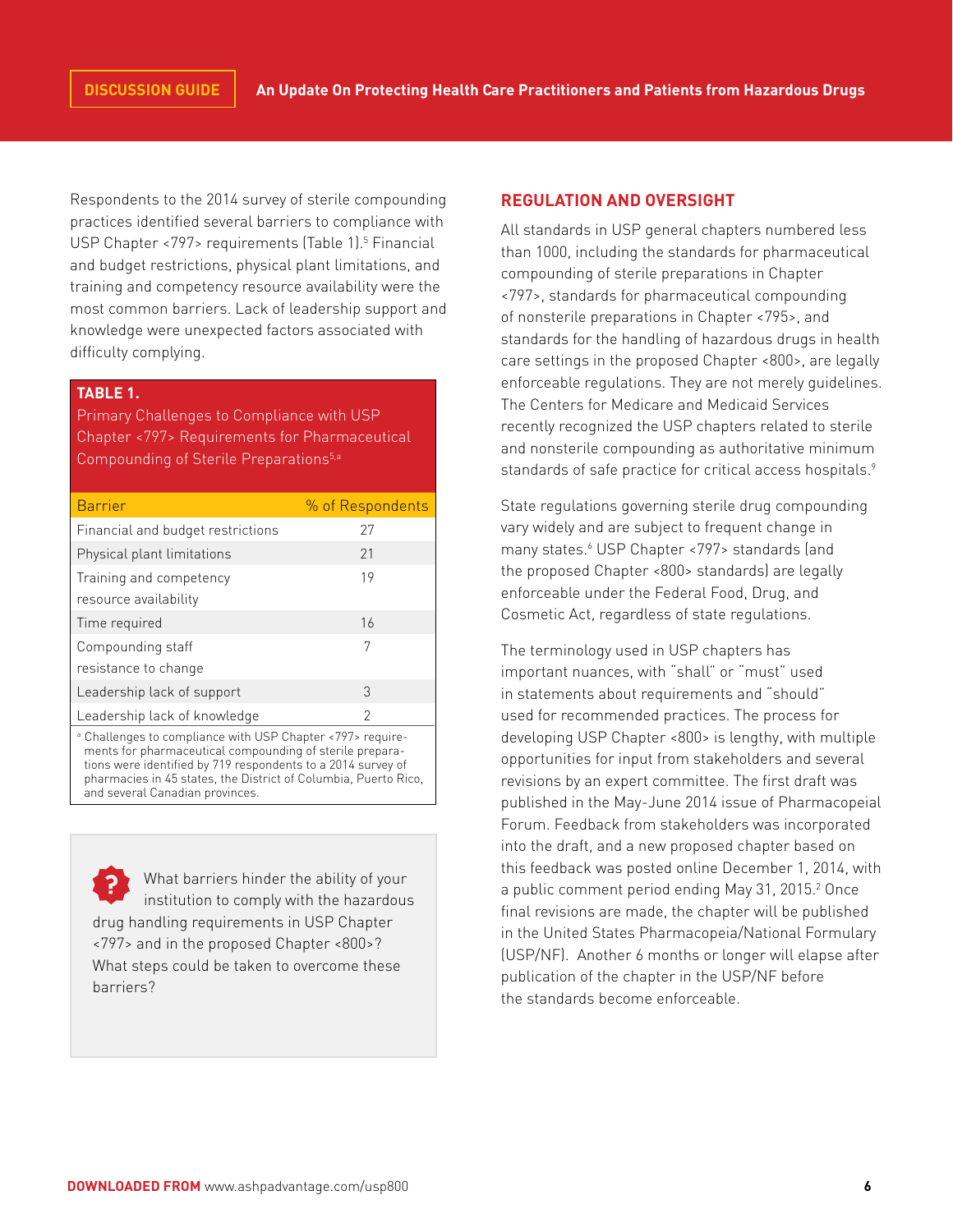Respondents to the 2014 survey of sterile compounding practices identified several barriers to compliance with USP Chapter <797> requirements (Table 1).[5] Financial and budget restrictions, physical plant limitations, and training and competency resource availability were the most common barriers. Lack of leadership support and knowledge were unexpected factors associated with difficulty complying.

**TABLE 1.**
Primary Challenges to Compliance with USP Chapter <797> Requirements for Pharmaceutical Compounding of Sterile Preparations[5,a]

| Barrier | % of Respondents |
|---|---|
| Financial and budget restrictions | 27 |
| Physical plant limitations | 21 |
| Training and competency resource availability | 19 |
| Time required | 16 |
| Compounding staff resistance to change | 7 |
| Leadership lack of support | 3 |
| Leadership lack of knowledge | 2 |

[a] Challenges to compliance with USP Chapter <797> requirements for pharmaceutical compounding of sterile preparations were identified by 719 respondents to a 2014 survey of pharmacies in 45 states, the District of Columbia, Puerto Rico, and several Canadian provinces.

> What barriers hinder the ability of your institution to comply with the hazardous drug handling requirements in USP Chapter <797> and in the proposed Chapter <800>? What steps could be taken to overcome these barriers?

## REGULATION AND OVERSIGHT

All standards in USP general chapters numbered less than 1000, including the standards for pharmaceutical compounding of sterile preparations in Chapter <797>, standards for pharmaceutical compounding of nonsterile preparations in Chapter <795>, and standards for the handling of hazardous drugs in health care settings in the proposed Chapter <800>, are legally enforceable regulations. They are not merely guidelines. The Centers for Medicare and Medicaid Services recently recognized the USP chapters related to sterile and nonsterile compounding as authoritative minimum standards of safe practice for critical access hospitals.[9]

State regulations governing sterile drug compounding vary widely and are subject to frequent change in many states.[6] USP Chapter <797> standards (and the proposed Chapter <800> standards) are legally enforceable under the Federal Food, Drug, and Cosmetic Act, regardless of state regulations.

The terminology used in USP chapters has important nuances, with "shall" or "must" used in statements about requirements and "should" used for recommended practices. The process for developing USP Chapter <800> is lengthy, with multiple opportunities for input from stakeholders and several revisions by an expert committee. The first draft was published in the May-June 2014 issue of Pharmacopeial Forum. Feedback from stakeholders was incorporated into the draft, and a new proposed chapter based on this feedback was posted online December 1, 2014, with a public comment period ending May 31, 2015.[2] Once final revisions are made, the chapter will be published in the United States Pharmacopeia/National Formulary (USP/NF). Another 6 months or longer will elapse after publication of the chapter in the USP/NF before the standards become enforceable.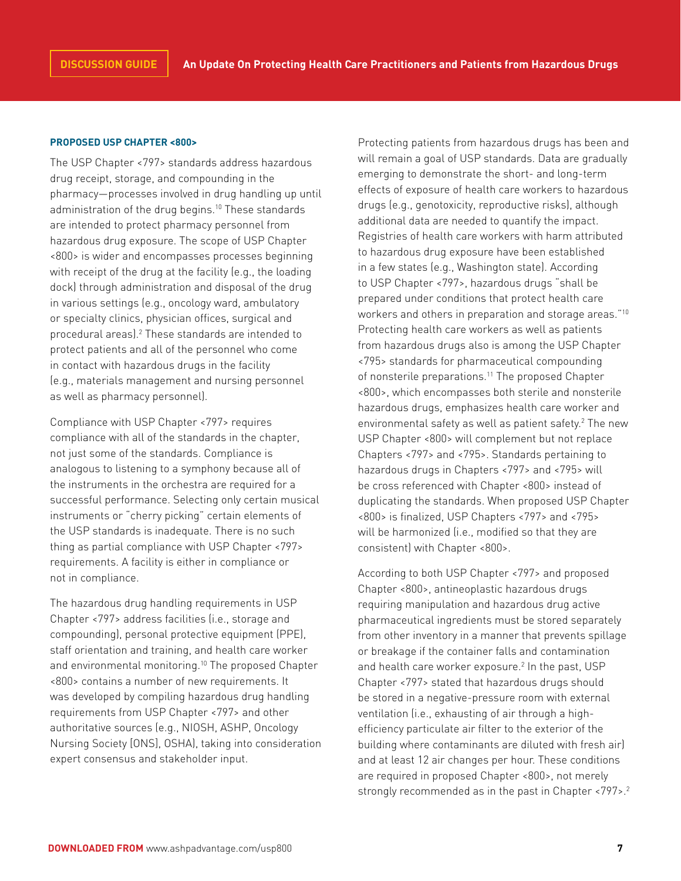### PROPOSED USP CHAPTER <800>

The USP Chapter <797> standards address hazardous drug receipt, storage, and compounding in the pharmacy—processes involved in drug handling up until administration of the drug begins.[10] These standards are intended to protect pharmacy personnel from hazardous drug exposure. The scope of USP Chapter <800> is wider and encompasses processes beginning with receipt of the drug at the facility (e.g., the loading dock) through administration and disposal of the drug in various settings (e.g., oncology ward, ambulatory or specialty clinics, physician offices, surgical and procedural areas).[2] These standards are intended to protect patients and all of the personnel who come in contact with hazardous drugs in the facility (e.g., materials management and nursing personnel as well as pharmacy personnel).

Compliance with USP Chapter <797> requires compliance with all of the standards in the chapter, not just some of the standards. Compliance is analogous to listening to a symphony because all of the instruments in the orchestra are required for a successful performance. Selecting only certain musical instruments or "cherry picking" certain elements of the USP standards is inadequate. There is no such thing as partial compliance with USP Chapter <797> requirements. A facility is either in compliance or not in compliance.

The hazardous drug handling requirements in USP Chapter <797> address facilities (i.e., storage and compounding), personal protective equipment (PPE), staff orientation and training, and health care worker and environmental monitoring.[10] The proposed Chapter <800> contains a number of new requirements. It was developed by compiling hazardous drug handling requirements from USP Chapter <797> and other authoritative sources (e.g., NIOSH, ASHP, Oncology Nursing Society [ONS], OSHA), taking into consideration expert consensus and stakeholder input.

Protecting patients from hazardous drugs has been and will remain a goal of USP standards. Data are gradually emerging to demonstrate the short- and long-term effects of exposure of health care workers to hazardous drugs (e.g., genotoxicity, reproductive risks), although additional data are needed to quantify the impact. Registries of health care workers with harm attributed to hazardous drug exposure have been established in a few states (e.g., Washington state). According to USP Chapter <797>, hazardous drugs "shall be prepared under conditions that protect health care workers and others in preparation and storage areas."[10] Protecting health care workers as well as patients from hazardous drugs also is among the USP Chapter <795> standards for pharmaceutical compounding of nonsterile preparations.[11] The proposed Chapter <800>, which encompasses both sterile and nonsterile hazardous drugs, emphasizes health care worker and environmental safety as well as patient safety.[2] The new USP Chapter <800> will complement but not replace Chapters <797> and <795>. Standards pertaining to hazardous drugs in Chapters <797> and <795> will be cross referenced with Chapter <800> instead of duplicating the standards. When proposed USP Chapter <800> is finalized, USP Chapters <797> and <795> will be harmonized (i.e., modified so that they are consistent) with Chapter <800>.

According to both USP Chapter <797> and proposed Chapter <800>, antineoplastic hazardous drugs requiring manipulation and hazardous drug active pharmaceutical ingredients must be stored separately from other inventory in a manner that prevents spillage or breakage if the container falls and contamination and health care worker exposure.[2] In the past, USP Chapter <797> stated that hazardous drugs should be stored in a negative-pressure room with external ventilation (i.e., exhausting of air through a high-efficiency particulate air filter to the exterior of the building where contaminants are diluted with fresh air) and at least 12 air changes per hour. These conditions are required in proposed Chapter <800>, not merely strongly recommended as in the past in Chapter <797>.[2]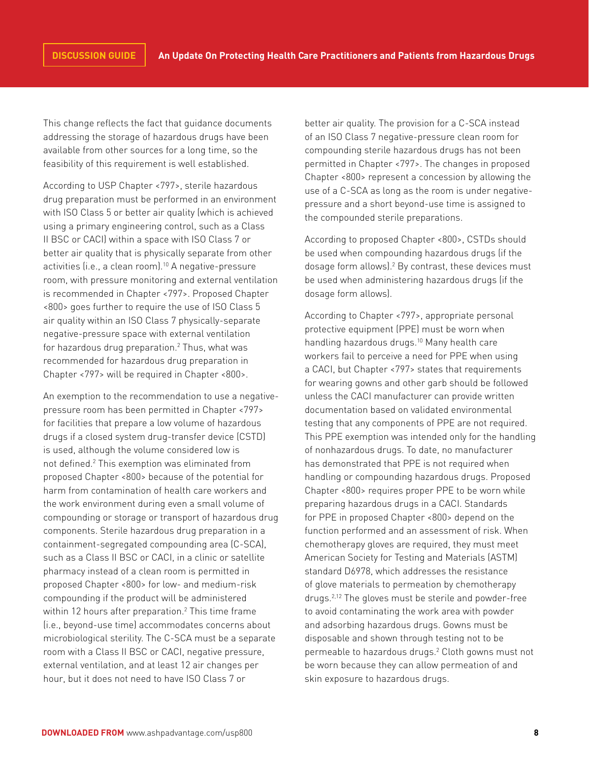This change reflects the fact that guidance documents addressing the storage of hazardous drugs have been available from other sources for a long time, so the feasibility of this requirement is well established.

According to USP Chapter <797>, sterile hazardous drug preparation must be performed in an environment with ISO Class 5 or better air quality (which is achieved using a primary engineering control, such as a Class II BSC or CACI) within a space with ISO Class 7 or better air quality that is physically separate from other activities (i.e., a clean room).[10] A negative-pressure room, with pressure monitoring and external ventilation is recommended in Chapter <797>. Proposed Chapter <800> goes further to require the use of ISO Class 5 air quality within an ISO Class 7 physically-separate negative-pressure space with external ventilation for hazardous drug preparation.[2] Thus, what was recommended for hazardous drug preparation in Chapter <797> will be required in Chapter <800>.

An exemption to the recommendation to use a negative-pressure room has been permitted in Chapter <797> for facilities that prepare a low volume of hazardous drugs if a closed system drug-transfer device (CSTD) is used, although the volume considered low is not defined.[2] This exemption was eliminated from proposed Chapter <800> because of the potential for harm from contamination of health care workers and the work environment during even a small volume of compounding or storage or transport of hazardous drug components. Sterile hazardous drug preparation in a containment-segregated compounding area (C-SCA), such as a Class II BSC or CACI, in a clinic or satellite pharmacy instead of a clean room is permitted in proposed Chapter <800> for low- and medium-risk compounding if the product will be administered within 12 hours after preparation.[2] This time frame (i.e., beyond-use time) accommodates concerns about microbiological sterility. The C-SCA must be a separate room with a Class II BSC or CACI, negative pressure, external ventilation, and at least 12 air changes per hour, but it does not need to have ISO Class 7 or better air quality. The provision for a C-SCA instead of an ISO Class 7 negative-pressure clean room for compounding sterile hazardous drugs has not been permitted in Chapter <797>. The changes in proposed Chapter <800> represent a concession by allowing the use of a C-SCA as long as the room is under negative-pressure and a short beyond-use time is assigned to the compounded sterile preparations.

According to proposed Chapter <800>, CSTDs should be used when compounding hazardous drugs (if the dosage form allows).[2] By contrast, these devices must be used when administering hazardous drugs (if the dosage form allows).

According to Chapter <797>, appropriate personal protective equipment (PPE) must be worn when handling hazardous drugs.[10] Many health care workers fail to perceive a need for PPE when using a CACI, but Chapter <797> states that requirements for wearing gowns and other garb should be followed unless the CACI manufacturer can provide written documentation based on validated environmental testing that any components of PPE are not required. This PPE exemption was intended only for the handling of nonhazardous drugs. To date, no manufacturer has demonstrated that PPE is not required when handling or compounding hazardous drugs. Proposed Chapter <800> requires proper PPE to be worn while preparing hazardous drugs in a CACI. Standards for PPE in proposed Chapter <800> depend on the function performed and an assessment of risk. When chemotherapy gloves are required, they must meet American Society for Testing and Materials (ASTM) standard D6978, which addresses the resistance of glove materials to permeation by chemotherapy drugs.[2,12] The gloves must be sterile and powder-free to avoid contaminating the work area with powder and adsorbing hazardous drugs. Gowns must be disposable and shown through testing not to be permeable to hazardous drugs.[2] Cloth gowns must not be worn because they can allow permeation of and skin exposure to hazardous drugs.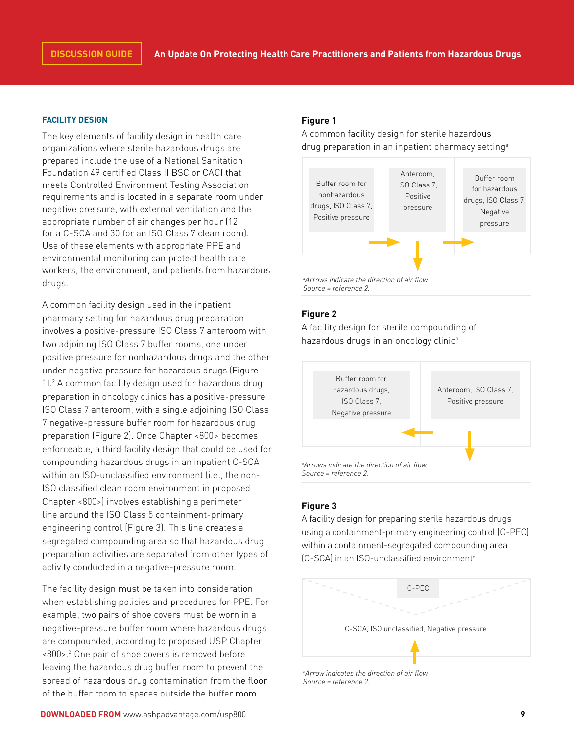### FACILITY DESIGN

The key elements of facility design in health care organizations where sterile hazardous drugs are prepared include the use of a National Sanitation Foundation 49 certified Class II BSC or CACI that meets Controlled Environment Testing Association requirements and is located in a separate room under negative pressure, with external ventilation and the appropriate number of air changes per hour (12 for a C-SCA and 30 for an ISO Class 7 clean room). Use of these elements with appropriate PPE and environmental monitoring can protect health care workers, the environment, and patients from hazardous drugs.

A common facility design used in the inpatient pharmacy setting for hazardous drug preparation involves a positive-pressure ISO Class 7 anteroom with two adjoining ISO Class 7 buffer rooms, one under positive pressure for nonhazardous drugs and the other under negative pressure for hazardous drugs (Figure 1).[2] A common facility design used for hazardous drug preparation in oncology clinics has a positive-pressure ISO Class 7 anteroom, with a single adjoining ISO Class 7 negative-pressure buffer room for hazardous drug preparation (Figure 2). Once Chapter <800> becomes enforceable, a third facility design that could be used for compounding hazardous drugs in an inpatient C-SCA within an ISO-unclassified environment (i.e., the non-ISO classified clean room environment in proposed Chapter <800>) involves establishing a perimeter line around the ISO Class 5 containment-primary engineering control (Figure 3). This line creates a segregated compounding area so that hazardous drug preparation activities are separated from other types of activity conducted in a negative-pressure room.

The facility design must be taken into consideration when establishing policies and procedures for PPE. For example, two pairs of shoe covers must be worn in a negative-pressure buffer room where hazardous drugs are compounded, according to proposed USP Chapter <800>.[2] One pair of shoe covers is removed before leaving the hazardous drug buffer room to prevent the spread of hazardous drug contamination from the floor of the buffer room to spaces outside the buffer room.

**Figure 1**

A common facility design for sterile hazardous drug preparation in an inpatient pharmacy setting[a]

| Buffer room for nonhazardous drugs, ISO Class 7, Positive pressure | Anteroom, ISO Class 7, Positive pressure | Buffer room for hazardous drugs, ISO Class 7, Negative pressure |
|---|---|---|

*[a]Arrows indicate the direction of air flow.*
*Source = reference 2.*

**Figure 2**

A facility design for sterile compounding of hazardous drugs in an oncology clinic[a]

| Buffer room for hazardous drugs, ISO Class 7, Negative pressure | Anteroom, ISO Class 7, Positive pressure |
|---|---|

*[a]Arrows indicate the direction of air flow.*
*Source = reference 2.*

**Figure 3**

A facility design for preparing sterile hazardous drugs using a containment-primary engineering control (C-PEC) within a containment-segregated compounding area (C-SCA) in an ISO-unclassified environment[a]

C-PEC

C-SCA, ISO unclassified, Negative pressure

*[a]Arrow indicates the direction of air flow.*
*Source = reference 2.*

**DOWNLOADED FROM** www.ashpadvantage.com/usp800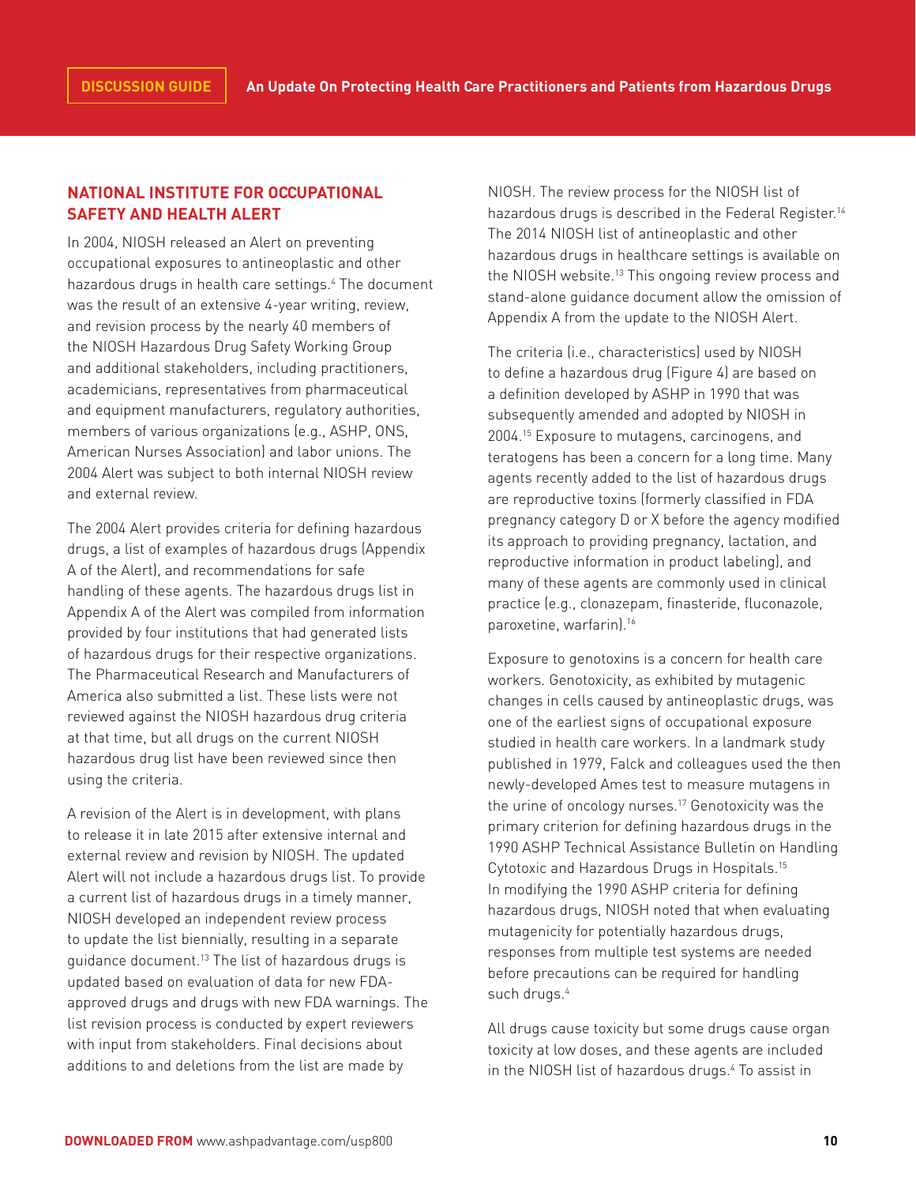## NATIONAL INSTITUTE FOR OCCUPATIONAL SAFETY AND HEALTH ALERT

In 2004, NIOSH released an Alert on preventing occupational exposures to antineoplastic and other hazardous drugs in health care settings.[4] The document was the result of an extensive 4-year writing, review, and revision process by the nearly 40 members of the NIOSH Hazardous Drug Safety Working Group and additional stakeholders, including practitioners, academicians, representatives from pharmaceutical and equipment manufacturers, regulatory authorities, members of various organizations (e.g., ASHP, ONS, American Nurses Association) and labor unions. The 2004 Alert was subject to both internal NIOSH review and external review.

The 2004 Alert provides criteria for defining hazardous drugs, a list of examples of hazardous drugs (Appendix A of the Alert), and recommendations for safe handling of these agents. The hazardous drugs list in Appendix A of the Alert was compiled from information provided by four institutions that had generated lists of hazardous drugs for their respective organizations. The Pharmaceutical Research and Manufacturers of America also submitted a list. These lists were not reviewed against the NIOSH hazardous drug criteria at that time, but all drugs on the current NIOSH hazardous drug list have been reviewed since then using the criteria.

A revision of the Alert is in development, with plans to release it in late 2015 after extensive internal and external review and revision by NIOSH. The updated Alert will not include a hazardous drugs list. To provide a current list of hazardous drugs in a timely manner, NIOSH developed an independent review process to update the list biennially, resulting in a separate guidance document.[13] The list of hazardous drugs is updated based on evaluation of data for new FDA-approved drugs and drugs with new FDA warnings. The list revision process is conducted by expert reviewers with input from stakeholders. Final decisions about additions to and deletions from the list are made by NIOSH. The review process for the NIOSH list of hazardous drugs is described in the Federal Register.[14] The 2014 NIOSH list of antineoplastic and other hazardous drugs in healthcare settings is available on the NIOSH website.[13] This ongoing review process and stand-alone guidance document allow the omission of Appendix A from the update to the NIOSH Alert.

The criteria (i.e., characteristics) used by NIOSH to define a hazardous drug (Figure 4) are based on a definition developed by ASHP in 1990 that was subsequently amended and adopted by NIOSH in 2004.[15] Exposure to mutagens, carcinogens, and teratogens has been a concern for a long time. Many agents recently added to the list of hazardous drugs are reproductive toxins (formerly classified in FDA pregnancy category D or X before the agency modified its approach to providing pregnancy, lactation, and reproductive information in product labeling), and many of these agents are commonly used in clinical practice (e.g., clonazepam, finasteride, fluconazole, paroxetine, warfarin).[16]

Exposure to genotoxins is a concern for health care workers. Genotoxicity, as exhibited by mutagenic changes in cells caused by antineoplastic drugs, was one of the earliest signs of occupational exposure studied in health care workers. In a landmark study published in 1979, Falck and colleagues used the then newly-developed Ames test to measure mutagens in the urine of oncology nurses.[17] Genotoxicity was the primary criterion for defining hazardous drugs in the 1990 ASHP Technical Assistance Bulletin on Handling Cytotoxic and Hazardous Drugs in Hospitals.[15] In modifying the 1990 ASHP criteria for defining hazardous drugs, NIOSH noted that when evaluating mutagenicity for potentially hazardous drugs, responses from multiple test systems are needed before precautions can be required for handling such drugs.[4]

All drugs cause toxicity but some drugs cause organ toxicity at low doses, and these agents are included in the NIOSH list of hazardous drugs.[4] To assist in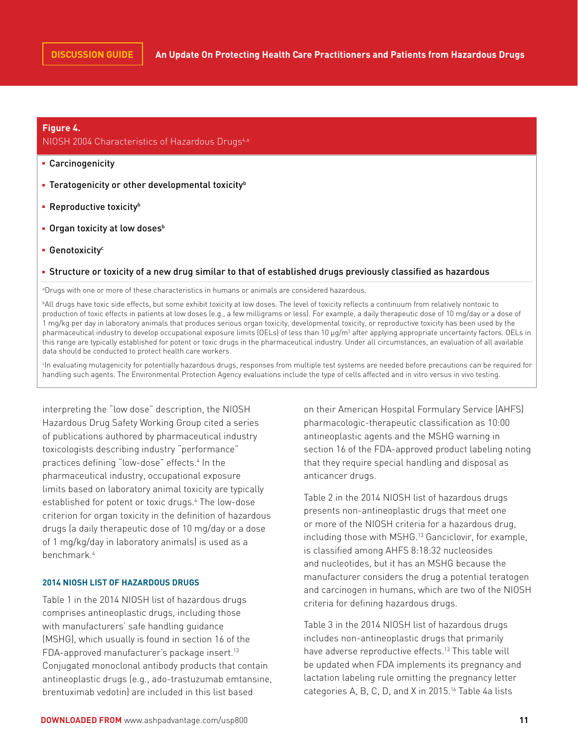**Figure 4.**
NIOSH 2004 Characteristics of Hazardous Drugs[4,a]

- **Carcinogenicity**
- **Teratogenicity or other developmental toxicity[b]**
- **Reproductive toxicity[b]**
- **Organ toxicity at low doses[b]**
- **Genotoxicity[c]**
- **Structure or toxicity of a new drug similar to that of established drugs previously classified as hazardous**

[a]Drugs with one or more of these characteristics in humans or animals are considered hazardous.

[b]All drugs have toxic side effects, but some exhibit toxicity at low doses. The level of toxicity reflects a continuum from relatively nontoxic to production of toxic effects in patients at low doses (e.g., a few milligrams or less). For example, a daily therapeutic dose of 10 mg/day or a dose of 1 mg/kg per day in laboratory animals that produces serious organ toxicity, developmental toxicity, or reproductive toxicity has been used by the pharmaceutical industry to develop occupational exposure limits (OELs) of less than 10 μg/m$^3$ after applying appropriate uncertainty factors. OELs in this range are typically established for potent or toxic drugs in the pharmaceutical industry. Under all circumstances, an evaluation of all available data should be conducted to protect health care workers.

[c]In evaluating mutagenicity for potentially hazardous drugs, responses from multiple test systems are needed before precautions can be required for handling such agents. The Environmental Protection Agency evaluations include the type of cells affected and in vitro versus in vivo testing.

interpreting the "low dose" description, the NIOSH Hazardous Drug Safety Working Group cited a series of publications authored by pharmaceutical industry toxicologists describing industry "performance" practices defining "low-dose" effects.[4] In the pharmaceutical industry, occupational exposure limits based on laboratory animal toxicity are typically established for potent or toxic drugs.[4] The low-dose criterion for organ toxicity in the definition of hazardous drugs (a daily therapeutic dose of 10 mg/day or a dose of 1 mg/kg/day in laboratory animals) is used as a benchmark.[4]

### 2014 NIOSH LIST OF HAZARDOUS DRUGS

Table 1 in the 2014 NIOSH list of hazardous drugs comprises antineoplastic drugs, including those with manufacturers' safe handling guidance (MSHG), which usually is found in section 16 of the FDA-approved manufacturer's package insert.[13] Conjugated monoclonal antibody products that contain antineoplastic drugs (e.g., ado-trastuzumab emtansine, brentuximab vedotin) are included in this list based on their American Hospital Formulary Service (AHFS) pharmacologic-therapeutic classification as 10:00 antineoplastic agents and the MSHG warning in section 16 of the FDA-approved product labeling noting that they require special handling and disposal as anticancer drugs.

Table 2 in the 2014 NIOSH list of hazardous drugs presents non-antineoplastic drugs that meet one or more of the NIOSH criteria for a hazardous drug, including those with MSHG.[13] Ganciclovir, for example, is classified among AHFS 8:18:32 nucleosides and nucleotides, but it has an MSHG because the manufacturer considers the drug a potential teratogen and carcinogen in humans, which are two of the NIOSH criteria for defining hazardous drugs.

Table 3 in the 2014 NIOSH list of hazardous drugs includes non-antineoplastic drugs that primarily have adverse reproductive effects.[13] This table will be updated when FDA implements its pregnancy and lactation labeling rule omitting the pregnancy letter categories A, B, C, D, and X in 2015.[16] Table 4a lists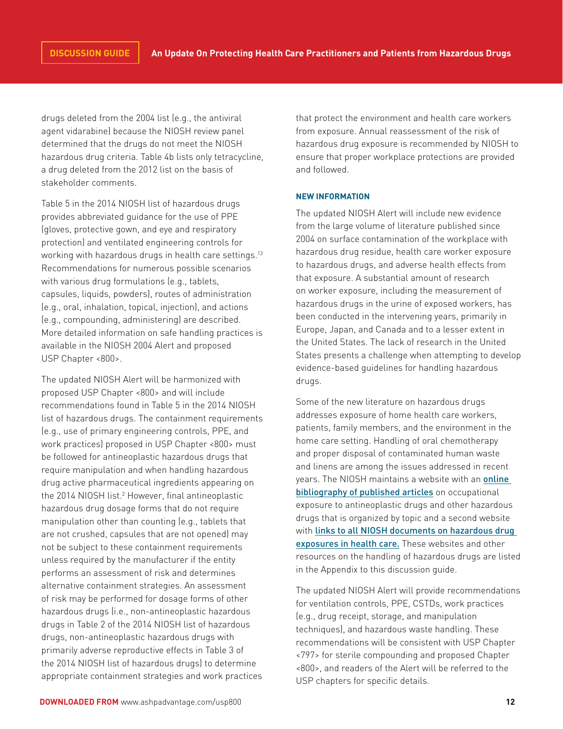drugs deleted from the 2004 list (e.g., the antiviral agent vidarabine) because the NIOSH review panel determined that the drugs do not meet the NIOSH hazardous drug criteria. Table 4b lists only tetracycline, a drug deleted from the 2012 list on the basis of stakeholder comments.

Table 5 in the 2014 NIOSH list of hazardous drugs provides abbreviated guidance for the use of PPE (gloves, protective gown, and eye and respiratory protection) and ventilated engineering controls for working with hazardous drugs in health care settings.[13] Recommendations for numerous possible scenarios with various drug formulations (e.g., tablets, capsules, liquids, powders), routes of administration (e.g., oral, inhalation, topical, injection), and actions (e.g., compounding, administering) are described. More detailed information on safe handling practices is available in the NIOSH 2004 Alert and proposed USP Chapter <800>.

The updated NIOSH Alert will be harmonized with proposed USP Chapter <800> and will include recommendations found in Table 5 in the 2014 NIOSH list of hazardous drugs. The containment requirements (e.g., use of primary engineering controls, PPE, and work practices) proposed in USP Chapter <800> must be followed for antineoplastic hazardous drugs that require manipulation and when handling hazardous drug active pharmaceutical ingredients appearing on the 2014 NIOSH list.[2] However, final antineoplastic hazardous drug dosage forms that do not require manipulation other than counting (e.g., tablets that are not crushed, capsules that are not opened) may not be subject to these containment requirements unless required by the manufacturer if the entity performs an assessment of risk and determines alternative containment strategies. An assessment of risk may be performed for dosage forms of other hazardous drugs (i.e., non-antineoplastic hazardous drugs in Table 2 of the 2014 NIOSH list of hazardous drugs, non-antineoplastic hazardous drugs with primarily adverse reproductive effects in Table 3 of the 2014 NIOSH list of hazardous drugs) to determine appropriate containment strategies and work practices that protect the environment and health care workers from exposure. Annual reassessment of the risk of hazardous drug exposure is recommended by NIOSH to ensure that proper workplace protections are provided and followed.

#### NEW INFORMATION

The updated NIOSH Alert will include new evidence from the large volume of literature published since 2004 on surface contamination of the workplace with hazardous drug residue, health care worker exposure to hazardous drugs, and adverse health effects from that exposure. A substantial amount of research on worker exposure, including the measurement of hazardous drugs in the urine of exposed workers, has been conducted in the intervening years, primarily in Europe, Japan, and Canada and to a lesser extent in the United States. The lack of research in the United States presents a challenge when attempting to develop evidence-based guidelines for handling hazardous drugs.

Some of the new literature on hazardous drugs addresses exposure of home health care workers, patients, family members, and the environment in the home care setting. Handling of oral chemotherapy and proper disposal of contaminated human waste and linens are among the issues addressed in recent years. The NIOSH maintains a website with an online bibliography of published articles on occupational exposure to antineoplastic drugs and other hazardous drugs that is organized by topic and a second website with links to all NIOSH documents on hazardous drug exposures in health care. These websites and other resources on the handling of hazardous drugs are listed in the Appendix to this discussion guide.

The updated NIOSH Alert will provide recommendations for ventilation controls, PPE, CSTDs, work practices (e.g., drug receipt, storage, and manipulation techniques), and hazardous waste handling. These recommendations will be consistent with USP Chapter <797> for sterile compounding and proposed Chapter <800>, and readers of the Alert will be referred to the USP chapters for specific details.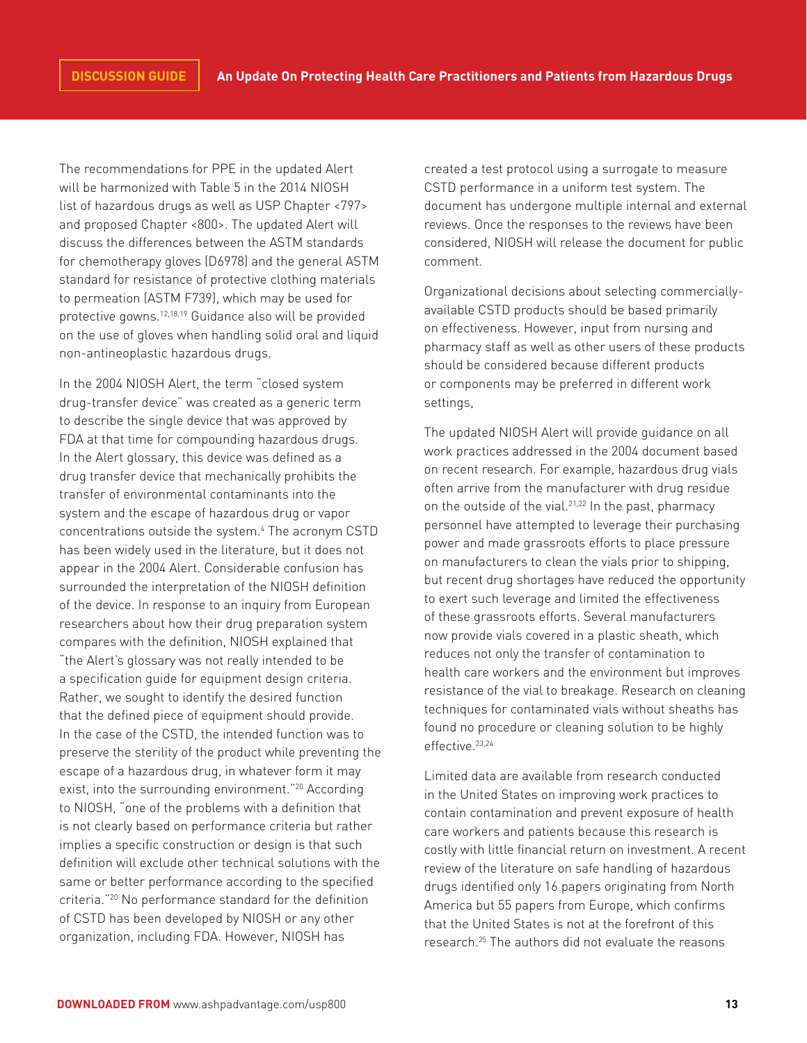The recommendations for PPE in the updated Alert will be harmonized with Table 5 in the 2014 NIOSH list of hazardous drugs as well as USP Chapter <797> and proposed Chapter <800>. The updated Alert will discuss the differences between the ASTM standards for chemotherapy gloves (D6978) and the general ASTM standard for resistance of protective clothing materials to permeation (ASTM F739), which may be used for protective gowns.[12,18,19] Guidance also will be provided on the use of gloves when handling solid oral and liquid non-antineoplastic hazardous drugs.

In the 2004 NIOSH Alert, the term "closed system drug-transfer device" was created as a generic term to describe the single device that was approved by FDA at that time for compounding hazardous drugs. In the Alert glossary, this device was defined as a drug transfer device that mechanically prohibits the transfer of environmental contaminants into the system and the escape of hazardous drug or vapor concentrations outside the system.[4] The acronym CSTD has been widely used in the literature, but it does not appear in the 2004 Alert. Considerable confusion has surrounded the interpretation of the NIOSH definition of the device. In response to an inquiry from European researchers about how their drug preparation system compares with the definition, NIOSH explained that "the Alert's glossary was not really intended to be a specification guide for equipment design criteria. Rather, we sought to identify the desired function that the defined piece of equipment should provide. In the case of the CSTD, the intended function was to preserve the sterility of the product while preventing the escape of a hazardous drug, in whatever form it may exist, into the surrounding environment."[20] According to NIOSH, "one of the problems with a definition that is not clearly based on performance criteria but rather implies a specific construction or design is that such definition will exclude other technical solutions with the same or better performance according to the specified criteria."[20] No performance standard for the definition of CSTD has been developed by NIOSH or any other organization, including FDA. However, NIOSH has created a test protocol using a surrogate to measure CSTD performance in a uniform test system. The document has undergone multiple internal and external reviews. Once the responses to the reviews have been considered, NIOSH will release the document for public comment.

Organizational decisions about selecting commercially-available CSTD products should be based primarily on effectiveness. However, input from nursing and pharmacy staff as well as other users of these products should be considered because different products or components may be preferred in different work settings,

The updated NIOSH Alert will provide guidance on all work practices addressed in the 2004 document based on recent research. For example, hazardous drug vials often arrive from the manufacturer with drug residue on the outside of the vial.[21,22] In the past, pharmacy personnel have attempted to leverage their purchasing power and made grassroots efforts to place pressure on manufacturers to clean the vials prior to shipping, but recent drug shortages have reduced the opportunity to exert such leverage and limited the effectiveness of these grassroots efforts. Several manufacturers now provide vials covered in a plastic sheath, which reduces not only the transfer of contamination to health care workers and the environment but improves resistance of the vial to breakage. Research on cleaning techniques for contaminated vials without sheaths has found no procedure or cleaning solution to be highly effective.[23,24]

Limited data are available from research conducted in the United States on improving work practices to contain contamination and prevent exposure of health care workers and patients because this research is costly with little financial return on investment. A recent review of the literature on safe handling of hazardous drugs identified only 16 papers originating from North America but 55 papers from Europe, which confirms that the United States is not at the forefront of this research.[25] The authors did not evaluate the reasons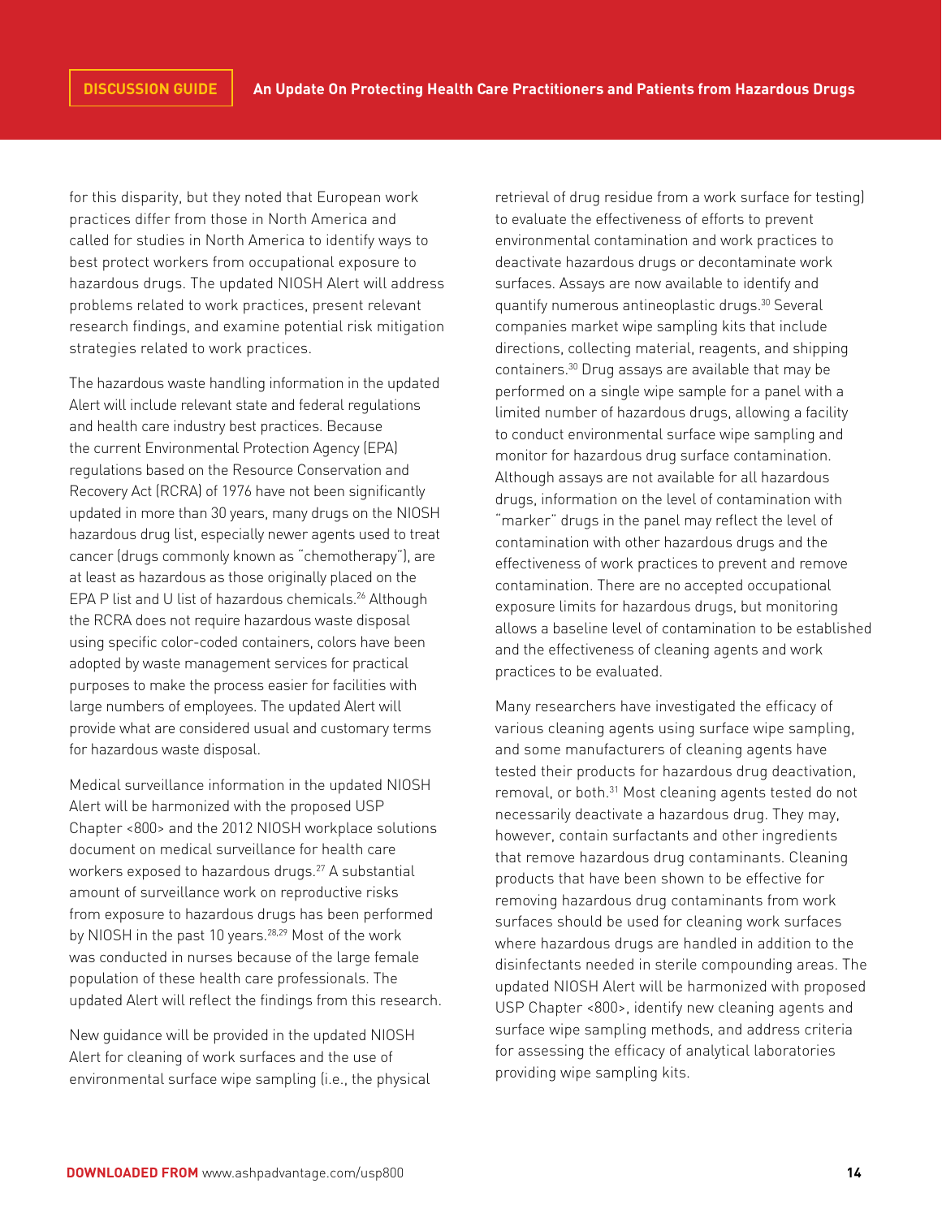for this disparity, but they noted that European work practices differ from those in North America and called for studies in North America to identify ways to best protect workers from occupational exposure to hazardous drugs. The updated NIOSH Alert will address problems related to work practices, present relevant research findings, and examine potential risk mitigation strategies related to work practices.

The hazardous waste handling information in the updated Alert will include relevant state and federal regulations and health care industry best practices. Because the current Environmental Protection Agency (EPA) regulations based on the Resource Conservation and Recovery Act (RCRA) of 1976 have not been significantly updated in more than 30 years, many drugs on the NIOSH hazardous drug list, especially newer agents used to treat cancer (drugs commonly known as "chemotherapy"), are at least as hazardous as those originally placed on the EPA P list and U list of hazardous chemicals.[26] Although the RCRA does not require hazardous waste disposal using specific color-coded containers, colors have been adopted by waste management services for practical purposes to make the process easier for facilities with large numbers of employees. The updated Alert will provide what are considered usual and customary terms for hazardous waste disposal.

Medical surveillance information in the updated NIOSH Alert will be harmonized with the proposed USP Chapter <800> and the 2012 NIOSH workplace solutions document on medical surveillance for health care workers exposed to hazardous drugs.[27] A substantial amount of surveillance work on reproductive risks from exposure to hazardous drugs has been performed by NIOSH in the past 10 years.[28,29] Most of the work was conducted in nurses because of the large female population of these health care professionals. The updated Alert will reflect the findings from this research.

New guidance will be provided in the updated NIOSH Alert for cleaning of work surfaces and the use of environmental surface wipe sampling (i.e., the physical retrieval of drug residue from a work surface for testing) to evaluate the effectiveness of efforts to prevent environmental contamination and work practices to deactivate hazardous drugs or decontaminate work surfaces. Assays are now available to identify and quantify numerous antineoplastic drugs.[30] Several companies market wipe sampling kits that include directions, collecting material, reagents, and shipping containers.[30] Drug assays are available that may be performed on a single wipe sample for a panel with a limited number of hazardous drugs, allowing a facility to conduct environmental surface wipe sampling and monitor for hazardous drug surface contamination. Although assays are not available for all hazardous drugs, information on the level of contamination with "marker" drugs in the panel may reflect the level of contamination with other hazardous drugs and the effectiveness of work practices to prevent and remove contamination. There are no accepted occupational exposure limits for hazardous drugs, but monitoring allows a baseline level of contamination to be established and the effectiveness of cleaning agents and work practices to be evaluated.

Many researchers have investigated the efficacy of various cleaning agents using surface wipe sampling, and some manufacturers of cleaning agents have tested their products for hazardous drug deactivation, removal, or both.[31] Most cleaning agents tested do not necessarily deactivate a hazardous drug. They may, however, contain surfactants and other ingredients that remove hazardous drug contaminants. Cleaning products that have been shown to be effective for removing hazardous drug contaminants from work surfaces should be used for cleaning work surfaces where hazardous drugs are handled in addition to the disinfectants needed in sterile compounding areas. The updated NIOSH Alert will be harmonized with proposed USP Chapter <800>, identify new cleaning agents and surface wipe sampling methods, and address criteria for assessing the efficacy of analytical laboratories providing wipe sampling kits.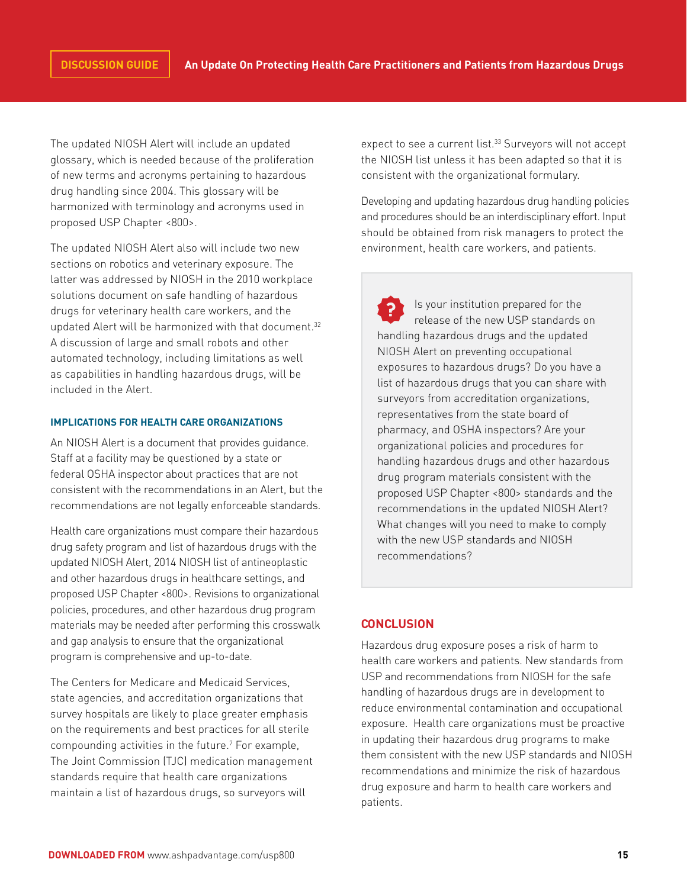The updated NIOSH Alert will include an updated glossary, which is needed because of the proliferation of new terms and acronyms pertaining to hazardous drug handling since 2004. This glossary will be harmonized with terminology and acronyms used in proposed USP Chapter <800>.

The updated NIOSH Alert also will include two new sections on robotics and veterinary exposure. The latter was addressed by NIOSH in the 2010 workplace solutions document on safe handling of hazardous drugs for veterinary health care workers, and the updated Alert will be harmonized with that document.[32] A discussion of large and small robots and other automated technology, including limitations as well as capabilities in handling hazardous drugs, will be included in the Alert.

### IMPLICATIONS FOR HEALTH CARE ORGANIZATIONS

An NIOSH Alert is a document that provides guidance. Staff at a facility may be questioned by a state or federal OSHA inspector about practices that are not consistent with the recommendations in an Alert, but the recommendations are not legally enforceable standards.

Health care organizations must compare their hazardous drug safety program and list of hazardous drugs with the updated NIOSH Alert, 2014 NIOSH list of antineoplastic and other hazardous drugs in healthcare settings, and proposed USP Chapter <800>. Revisions to organizational policies, procedures, and other hazardous drug program materials may be needed after performing this crosswalk and gap analysis to ensure that the organizational program is comprehensive and up-to-date.

The Centers for Medicare and Medicaid Services, state agencies, and accreditation organizations that survey hospitals are likely to place greater emphasis on the requirements and best practices for all sterile compounding activities in the future.[7] For example, The Joint Commission (TJC) medication management standards require that health care organizations maintain a list of hazardous drugs, so surveyors will expect to see a current list.[33] Surveyors will not accept the NIOSH list unless it has been adapted so that it is consistent with the organizational formulary.

Developing and updating hazardous drug handling policies and procedures should be an interdisciplinary effort. Input should be obtained from risk managers to protect the environment, health care workers, and patients.

> Is your institution prepared for the release of the new USP standards on handling hazardous drugs and the updated NIOSH Alert on preventing occupational exposures to hazardous drugs? Do you have a list of hazardous drugs that you can share with surveyors from accreditation organizations, representatives from the state board of pharmacy, and OSHA inspectors? Are your organizational policies and procedures for handling hazardous drugs and other hazardous drug program materials consistent with the proposed USP Chapter <800> standards and the recommendations in the updated NIOSH Alert? What changes will you need to make to comply with the new USP standards and NIOSH recommendations?

## CONCLUSION

Hazardous drug exposure poses a risk of harm to health care workers and patients. New standards from USP and recommendations from NIOSH for the safe handling of hazardous drugs are in development to reduce environmental contamination and occupational exposure. Health care organizations must be proactive in updating their hazardous drug programs to make them consistent with the new USP standards and NIOSH recommendations and minimize the risk of hazardous drug exposure and harm to health care workers and patients.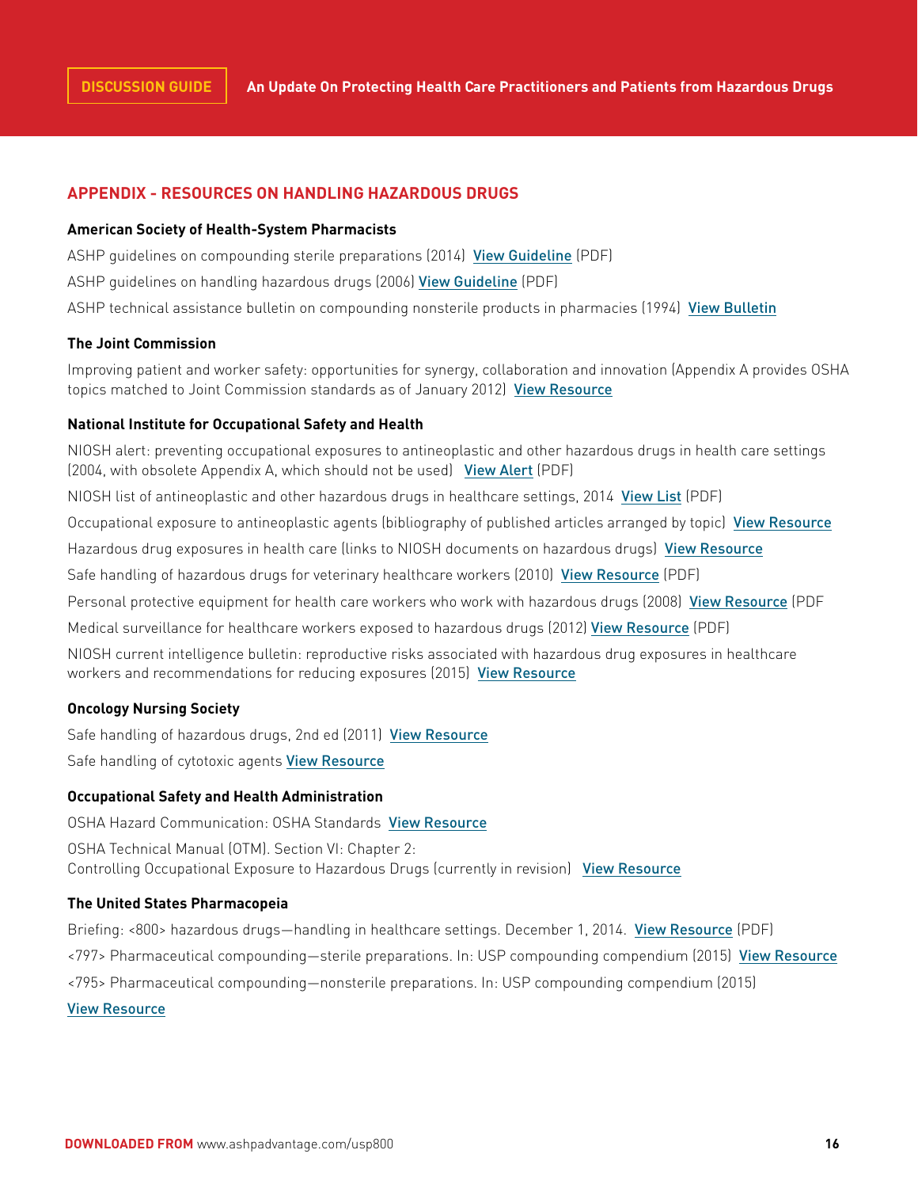## APPENDIX - RESOURCES ON HANDLING HAZARDOUS DRUGS

### American Society of Health-System Pharmacists

ASHP guidelines on compounding sterile preparations (2014) View Guideline (PDF)

ASHP guidelines on handling hazardous drugs (2006) View Guideline (PDF)

ASHP technical assistance bulletin on compounding nonsterile products in pharmacies (1994) View Bulletin

### The Joint Commission

Improving patient and worker safety: opportunities for synergy, collaboration and innovation (Appendix A provides OSHA topics matched to Joint Commission standards as of January 2012) View Resource

### National Institute for Occupational Safety and Health

NIOSH alert: preventing occupational exposures to antineoplastic and other hazardous drugs in health care settings (2004, with obsolete Appendix A, which should not be used) View Alert (PDF)

NIOSH list of antineoplastic and other hazardous drugs in healthcare settings, 2014 View List (PDF)

Occupational exposure to antineoplastic agents (bibliography of published articles arranged by topic) View Resource

Hazardous drug exposures in health care (links to NIOSH documents on hazardous drugs) View Resource

Safe handling of hazardous drugs for veterinary healthcare workers (2010) View Resource (PDF)

Personal protective equipment for health care workers who work with hazardous drugs (2008) View Resource (PDF

Medical surveillance for healthcare workers exposed to hazardous drugs (2012) View Resource (PDF)

NIOSH current intelligence bulletin: reproductive risks associated with hazardous drug exposures in healthcare workers and recommendations for reducing exposures (2015) View Resource

### Oncology Nursing Society

Safe handling of hazardous drugs, 2nd ed (2011) View Resource

Safe handling of cytotoxic agents View Resource

### Occupational Safety and Health Administration

OSHA Hazard Communication: OSHA Standards View Resource

OSHA Technical Manual (OTM). Section VI: Chapter 2:
Controlling Occupational Exposure to Hazardous Drugs (currently in revision) View Resource

### The United States Pharmacopeia

Briefing: <800> hazardous drugs—handling in healthcare settings. December 1, 2014. View Resource (PDF)

<797> Pharmaceutical compounding—sterile preparations. In: USP compounding compendium (2015) View Resource

<795> Pharmaceutical compounding—nonsterile preparations. In: USP compounding compendium (2015)
View Resource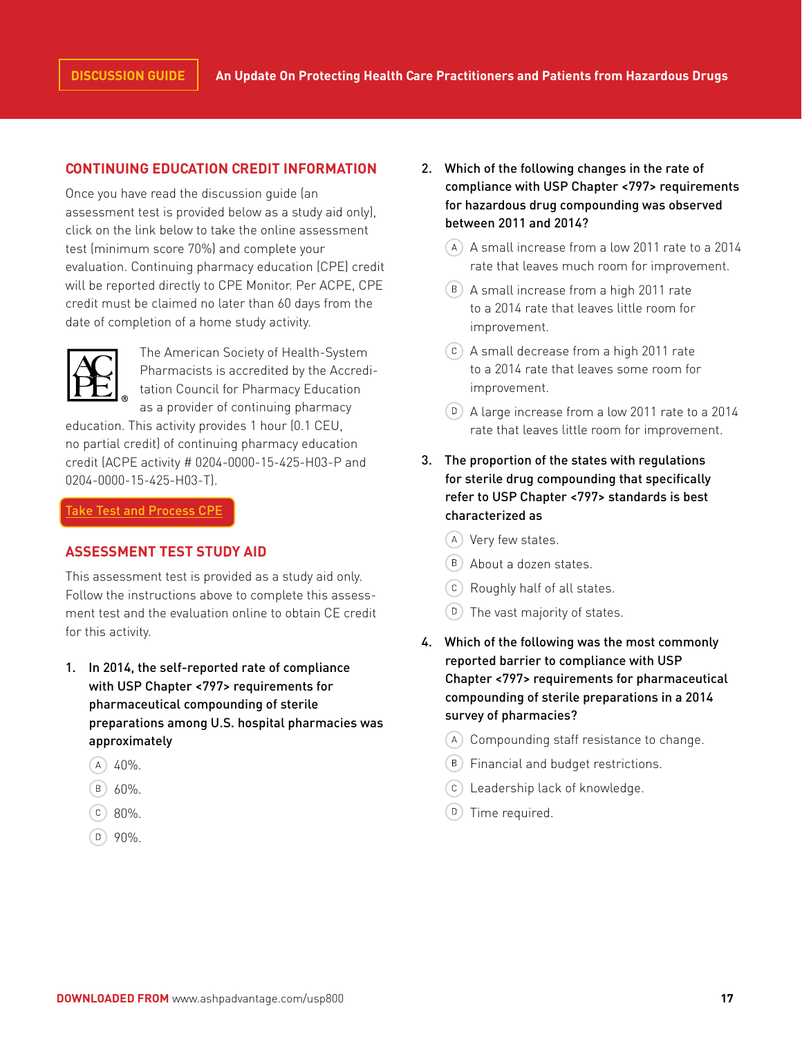## CONTINUING EDUCATION CREDIT INFORMATION

Once you have read the discussion guide (an assessment test is provided below as a study aid only), click on the link below to take the online assessment test (minimum score 70%) and complete your evaluation. Continuing pharmacy education (CPE) credit will be reported directly to CPE Monitor. Per ACPE, CPE credit must be claimed no later than 60 days from the date of completion of a home study activity.

The American Society of Health-System Pharmacists is accredited by the Accreditation Council for Pharmacy Education as a provider of continuing pharmacy education. This activity provides 1 hour (0.1 CEU, no partial credit) of continuing pharmacy education credit (ACPE activity # 0204-0000-15-425-H03-P and 0204-0000-15-425-H03-T).

Take Test and Process CPE

## ASSESSMENT TEST STUDY AID

This assessment test is provided as a study aid only. Follow the instructions above to complete this assessment test and the evaluation online to obtain CE credit for this activity.

1. **In 2014, the self-reported rate of compliance with USP Chapter <797> requirements for pharmaceutical compounding of sterile preparations among U.S. hospital pharmacies was approximately**
   - A 40%.
   - B 60%.
   - C 80%.
   - D 90%.

2. **Which of the following changes in the rate of compliance with USP Chapter <797> requirements for hazardous drug compounding was observed between 2011 and 2014?**
   - A A small increase from a low 2011 rate to a 2014 rate that leaves much room for improvement.
   - B A small increase from a high 2011 rate to a 2014 rate that leaves little room for improvement.
   - C A small decrease from a high 2011 rate to a 2014 rate that leaves some room for improvement.
   - D A large increase from a low 2011 rate to a 2014 rate that leaves little room for improvement.

3. **The proportion of the states with regulations for sterile drug compounding that specifically refer to USP Chapter <797> standards is best characterized as**
   - A Very few states.
   - B About a dozen states.
   - C Roughly half of all states.
   - D The vast majority of states.

4. **Which of the following was the most commonly reported barrier to compliance with USP Chapter <797> requirements for pharmaceutical compounding of sterile preparations in a 2014 survey of pharmacies?**
   - A Compounding staff resistance to change.
   - B Financial and budget restrictions.
   - C Leadership lack of knowledge.
   - D Time required.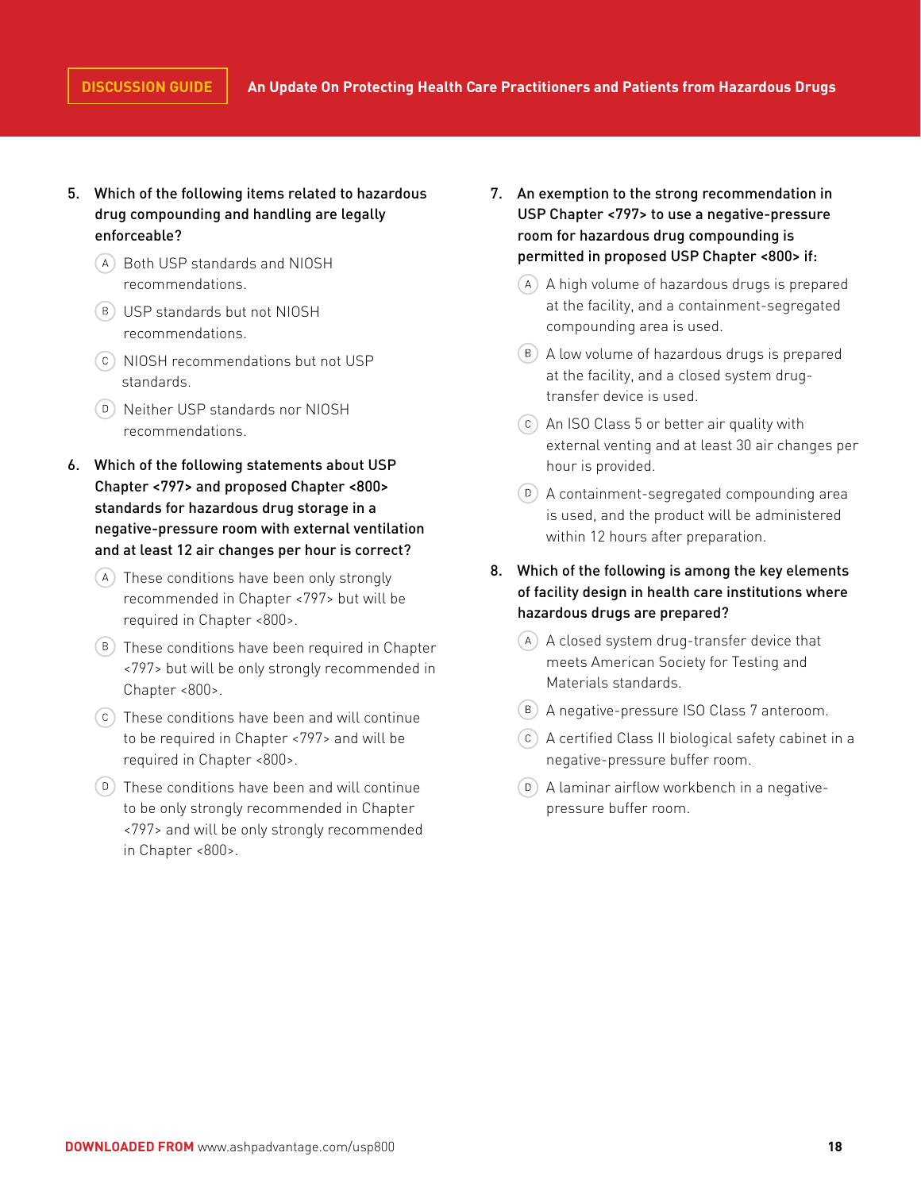5. **Which of the following items related to hazardous drug compounding and handling are legally enforceable?**

   A. Both USP standards and NIOSH recommendations.

   B. USP standards but not NIOSH recommendations.

   C. NIOSH recommendations but not USP standards.

   D. Neither USP standards nor NIOSH recommendations.

6. **Which of the following statements about USP Chapter <797> and proposed Chapter <800> standards for hazardous drug storage in a negative-pressure room with external ventilation and at least 12 air changes per hour is correct?**

   A. These conditions have been only strongly recommended in Chapter <797> but will be required in Chapter <800>.

   B. These conditions have been required in Chapter <797> but will be only strongly recommended in Chapter <800>.

   C. These conditions have been and will continue to be required in Chapter <797> and will be required in Chapter <800>.

   D. These conditions have been and will continue to be only strongly recommended in Chapter <797> and will be only strongly recommended in Chapter <800>.

7. **An exemption to the strong recommendation in USP Chapter <797> to use a negative-pressure room for hazardous drug compounding is permitted in proposed USP Chapter <800> if:**

   A. A high volume of hazardous drugs is prepared at the facility, and a containment-segregated compounding area is used.

   B. A low volume of hazardous drugs is prepared at the facility, and a closed system drug-transfer device is used.

   C. An ISO Class 5 or better air quality with external venting and at least 30 air changes per hour is provided.

   D. A containment-segregated compounding area is used, and the product will be administered within 12 hours after preparation.

8. **Which of the following is among the key elements of facility design in health care institutions where hazardous drugs are prepared?**

   A. A closed system drug-transfer device that meets American Society for Testing and Materials standards.

   B. A negative-pressure ISO Class 7 anteroom.

   C. A certified Class II biological safety cabinet in a negative-pressure buffer room.

   D. A laminar airflow workbench in a negative-pressure buffer room.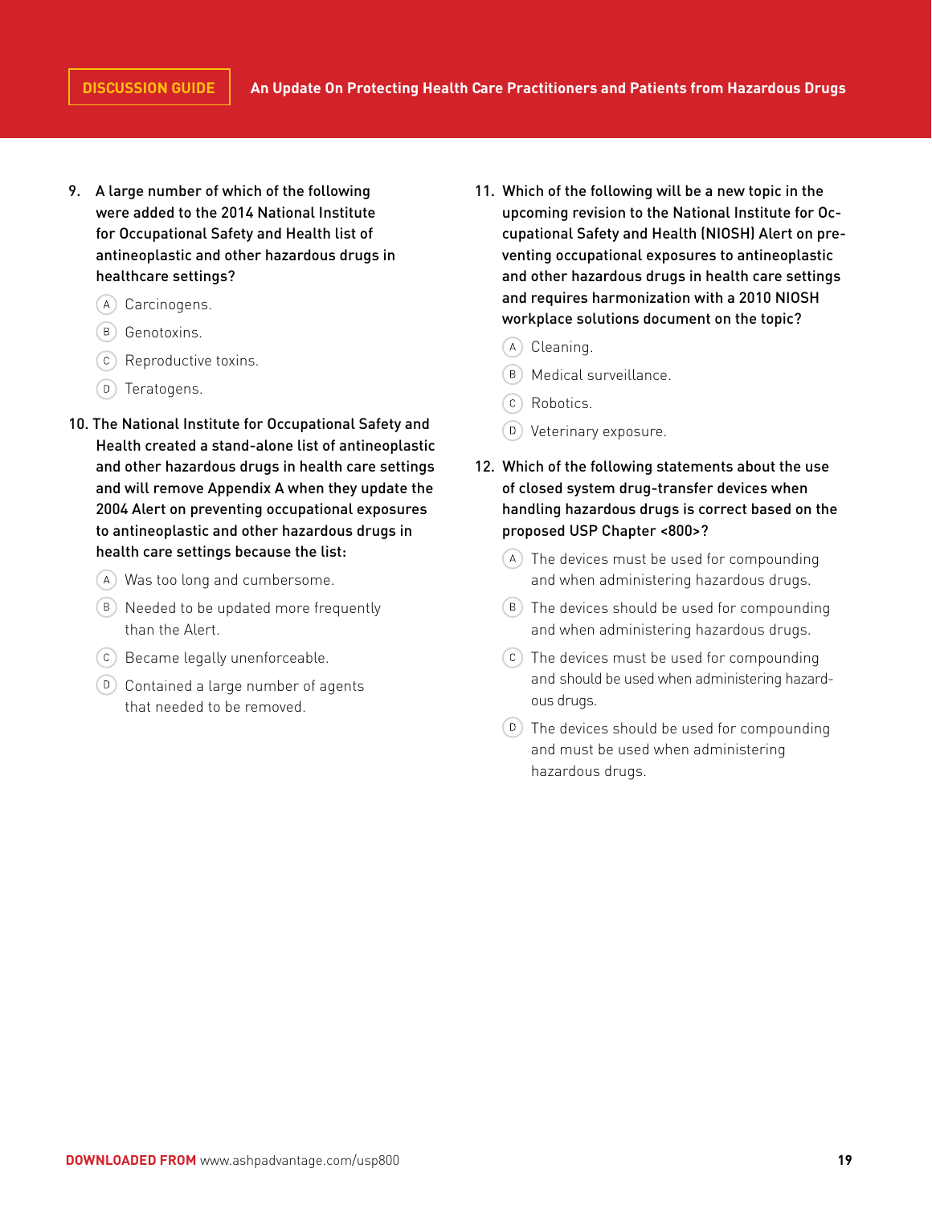9. A large number of which of the following were added to the 2014 National Institute for Occupational Safety and Health list of antineoplastic and other hazardous drugs in healthcare settings?

   - (A) Carcinogens.
   - (B) Genotoxins.
   - (C) Reproductive toxins.
   - (D) Teratogens.

10. The National Institute for Occupational Safety and Health created a stand-alone list of antineoplastic and other hazardous drugs in health care settings and will remove Appendix A when they update the 2004 Alert on preventing occupational exposures to antineoplastic and other hazardous drugs in health care settings because the list:

    - (A) Was too long and cumbersome.
    - (B) Needed to be updated more frequently than the Alert.
    - (C) Became legally unenforceable.
    - (D) Contained a large number of agents that needed to be removed.

11. Which of the following will be a new topic in the upcoming revision to the National Institute for Occupational Safety and Health (NIOSH) Alert on preventing occupational exposures to antineoplastic and other hazardous drugs in health care settings and requires harmonization with a 2010 NIOSH workplace solutions document on the topic?

    - (A) Cleaning.
    - (B) Medical surveillance.
    - (C) Robotics.
    - (D) Veterinary exposure.

12. Which of the following statements about the use of closed system drug-transfer devices when handling hazardous drugs is correct based on the proposed USP Chapter <800>?

    - (A) The devices must be used for compounding and when administering hazardous drugs.
    - (B) The devices should be used for compounding and when administering hazardous drugs.
    - (C) The devices must be used for compounding and should be used when administering hazardous drugs.
    - (D) The devices should be used for compounding and must be used when administering hazardous drugs.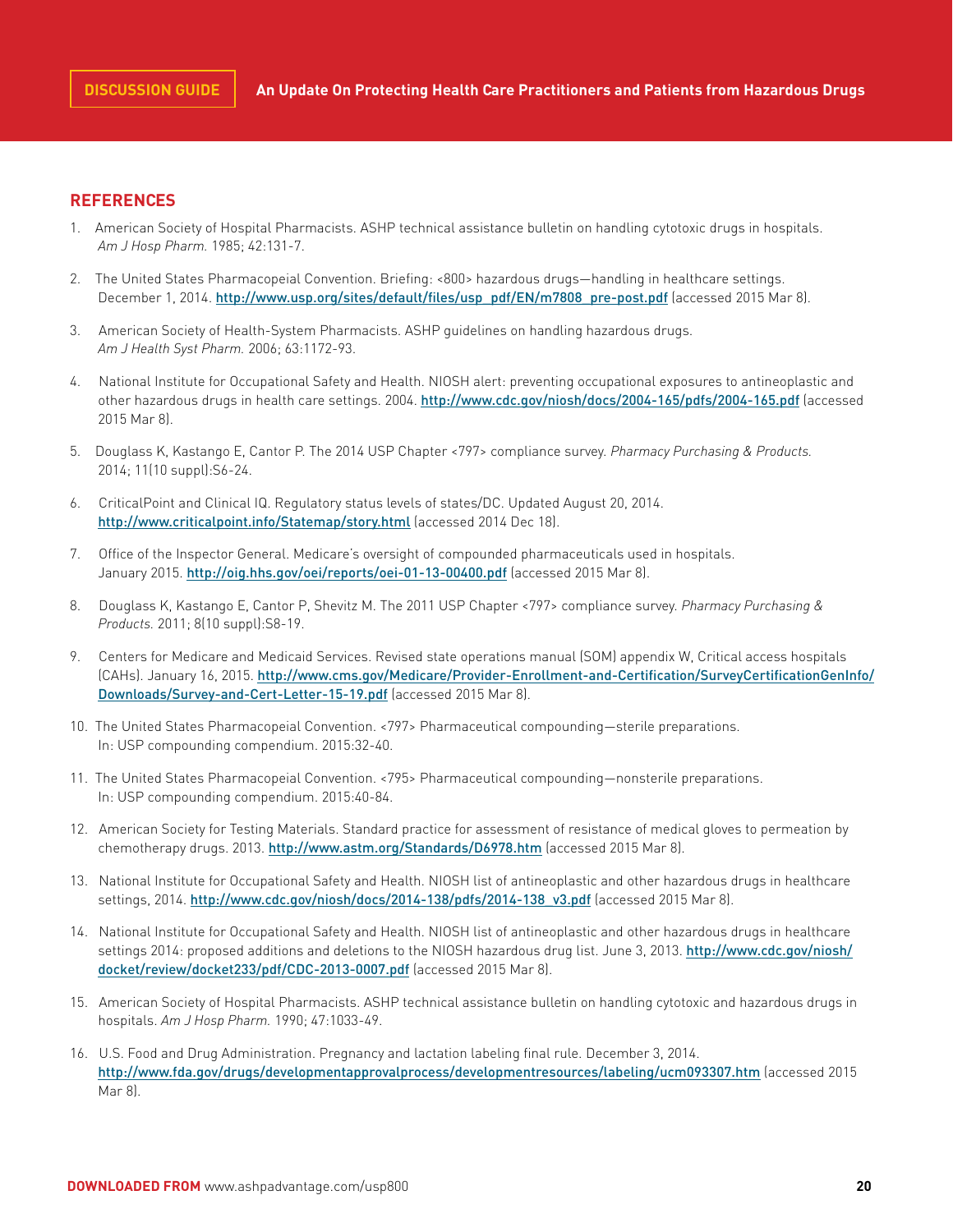## REFERENCES

1. American Society of Hospital Pharmacists. ASHP technical assistance bulletin on handling cytotoxic drugs in hospitals. *Am J Hosp Pharm.* 1985; 42:131-7.

2. The United States Pharmacopeial Convention. Briefing: <800> hazardous drugs—handling in healthcare settings. December 1, 2014. http://www.usp.org/sites/default/files/usp_pdf/EN/m7808_pre-post.pdf (accessed 2015 Mar 8).

3. American Society of Health-System Pharmacists. ASHP guidelines on handling hazardous drugs. *Am J Health Syst Pharm.* 2006; 63:1172-93.

4. National Institute for Occupational Safety and Health. NIOSH alert: preventing occupational exposures to antineoplastic and other hazardous drugs in health care settings. 2004. http://www.cdc.gov/niosh/docs/2004-165/pdfs/2004-165.pdf (accessed 2015 Mar 8).

5. Douglass K, Kastango E, Cantor P. The 2014 USP Chapter <797> compliance survey. *Pharmacy Purchasing & Products.* 2014; 11(10 suppl):S6-24.

6. CriticalPoint and Clinical IQ. Regulatory status levels of states/DC. Updated August 20, 2014. http://www.criticalpoint.info/Statemap/story.html (accessed 2014 Dec 18).

7. Office of the Inspector General. Medicare's oversight of compounded pharmaceuticals used in hospitals. January 2015. http://oig.hhs.gov/oei/reports/oei-01-13-00400.pdf (accessed 2015 Mar 8).

8. Douglass K, Kastango E, Cantor P, Shevitz M. The 2011 USP Chapter <797> compliance survey. *Pharmacy Purchasing & Products.* 2011; 8(10 suppl):S8-19.

9. Centers for Medicare and Medicaid Services. Revised state operations manual (SOM) appendix W, Critical access hospitals (CAHs). January 16, 2015. http://www.cms.gov/Medicare/Provider-Enrollment-and-Certification/SurveyCertificationGenInfo/Downloads/Survey-and-Cert-Letter-15-19.pdf (accessed 2015 Mar 8).

10. The United States Pharmacopeial Convention. <797> Pharmaceutical compounding—sterile preparations. In: USP compounding compendium. 2015:32-40.

11. The United States Pharmacopeial Convention. <795> Pharmaceutical compounding—nonsterile preparations. In: USP compounding compendium. 2015:40-84.

12. American Society for Testing Materials. Standard practice for assessment of resistance of medical gloves to permeation by chemotherapy drugs. 2013. http://www.astm.org/Standards/D6978.htm (accessed 2015 Mar 8).

13. National Institute for Occupational Safety and Health. NIOSH list of antineoplastic and other hazardous drugs in healthcare settings, 2014. http://www.cdc.gov/niosh/docs/2014-138/pdfs/2014-138_v3.pdf (accessed 2015 Mar 8).

14. National Institute for Occupational Safety and Health. NIOSH list of antineoplastic and other hazardous drugs in healthcare settings 2014: proposed additions and deletions to the NIOSH hazardous drug list. June 3, 2013. http://www.cdc.gov/niosh/docket/review/docket233/pdf/CDC-2013-0007.pdf (accessed 2015 Mar 8).

15. American Society of Hospital Pharmacists. ASHP technical assistance bulletin on handling cytotoxic and hazardous drugs in hospitals. *Am J Hosp Pharm.* 1990; 47:1033-49.

16. U.S. Food and Drug Administration. Pregnancy and lactation labeling final rule. December 3, 2014. http://www.fda.gov/drugs/developmentapprovalprocess/developmentresources/labeling/ucm093307.htm (accessed 2015 Mar 8).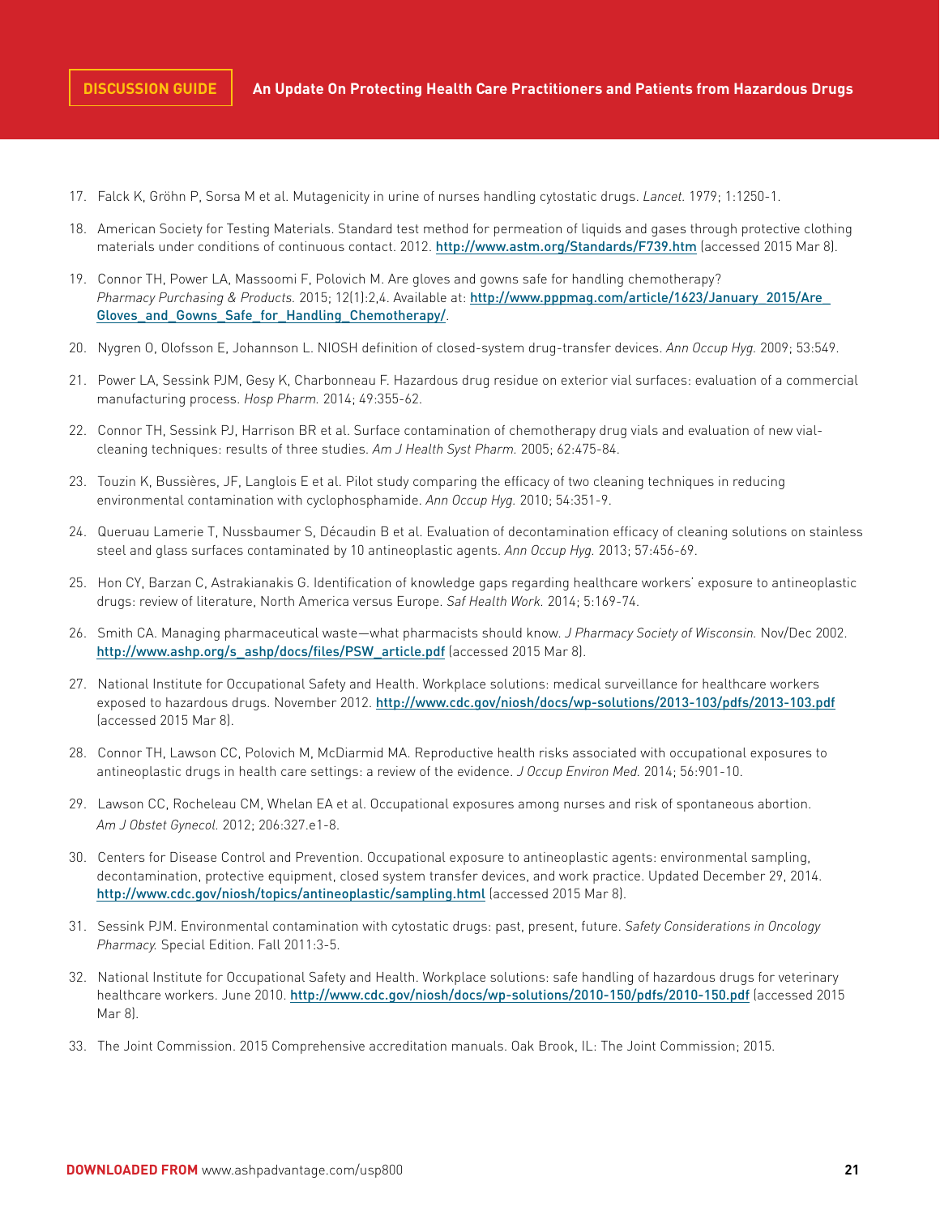17. Falck K, Gröhn P, Sorsa M et al. Mutagenicity in urine of nurses handling cytostatic drugs. *Lancet.* 1979; 1:1250-1.

18. American Society for Testing Materials. Standard test method for permeation of liquids and gases through protective clothing materials under conditions of continuous contact. 2012. http://www.astm.org/Standards/F739.htm (accessed 2015 Mar 8).

19. Connor TH, Power LA, Massoomi F, Polovich M. Are gloves and gowns safe for handling chemotherapy? *Pharmacy Purchasing & Products.* 2015; 12(1):2,4. Available at: http://www.pppmag.com/article/1623/January_2015/Are_Gloves_and_Gowns_Safe_for_Handling_Chemotherapy/.

20. Nygren O, Olofsson E, Johannson L. NIOSH definition of closed-system drug-transfer devices. *Ann Occup Hyg.* 2009; 53:549.

21. Power LA, Sessink PJM, Gesy K, Charbonneau F. Hazardous drug residue on exterior vial surfaces: evaluation of a commercial manufacturing process. *Hosp Pharm.* 2014; 49:355-62.

22. Connor TH, Sessink PJ, Harrison BR et al. Surface contamination of chemotherapy drug vials and evaluation of new vial-cleaning techniques: results of three studies. *Am J Health Syst Pharm.* 2005; 62:475-84.

23. Touzin K, Bussières, JF, Langlois E et al. Pilot study comparing the efficacy of two cleaning techniques in reducing environmental contamination with cyclophosphamide. *Ann Occup Hyg.* 2010; 54:351-9.

24. Queruau Lamerie T, Nussbaumer S, Décaudin B et al. Evaluation of decontamination efficacy of cleaning solutions on stainless steel and glass surfaces contaminated by 10 antineoplastic agents. *Ann Occup Hyg.* 2013; 57:456-69.

25. Hon CY, Barzan C, Astrakianakis G. Identification of knowledge gaps regarding healthcare workers' exposure to antineoplastic drugs: review of literature, North America versus Europe. *Saf Health Work.* 2014; 5:169-74.

26. Smith CA. Managing pharmaceutical waste—what pharmacists should know. *J Pharmacy Society of Wisconsin.* Nov/Dec 2002. http://www.ashp.org/s_ashp/docs/files/PSW_article.pdf (accessed 2015 Mar 8).

27. National Institute for Occupational Safety and Health. Workplace solutions: medical surveillance for healthcare workers exposed to hazardous drugs. November 2012. http://www.cdc.gov/niosh/docs/wp-solutions/2013-103/pdfs/2013-103.pdf (accessed 2015 Mar 8).

28. Connor TH, Lawson CC, Polovich M, McDiarmid MA. Reproductive health risks associated with occupational exposures to antineoplastic drugs in health care settings: a review of the evidence. *J Occup Environ Med.* 2014; 56:901-10.

29. Lawson CC, Rocheleau CM, Whelan EA et al. Occupational exposures among nurses and risk of spontaneous abortion. *Am J Obstet Gynecol.* 2012; 206:327.e1-8.

30. Centers for Disease Control and Prevention. Occupational exposure to antineoplastic agents: environmental sampling, decontamination, protective equipment, closed system transfer devices, and work practice. Updated December 29, 2014. http://www.cdc.gov/niosh/topics/antineoplastic/sampling.html (accessed 2015 Mar 8).

31. Sessink PJM. Environmental contamination with cytostatic drugs: past, present, future. *Safety Considerations in Oncology Pharmacy.* Special Edition. Fall 2011:3-5.

32. National Institute for Occupational Safety and Health. Workplace solutions: safe handling of hazardous drugs for veterinary healthcare workers. June 2010. http://www.cdc.gov/niosh/docs/wp-solutions/2010-150/pdfs/2010-150.pdf (accessed 2015 Mar 8).

33. The Joint Commission. 2015 Comprehensive accreditation manuals. Oak Brook, IL: The Joint Commission; 2015.